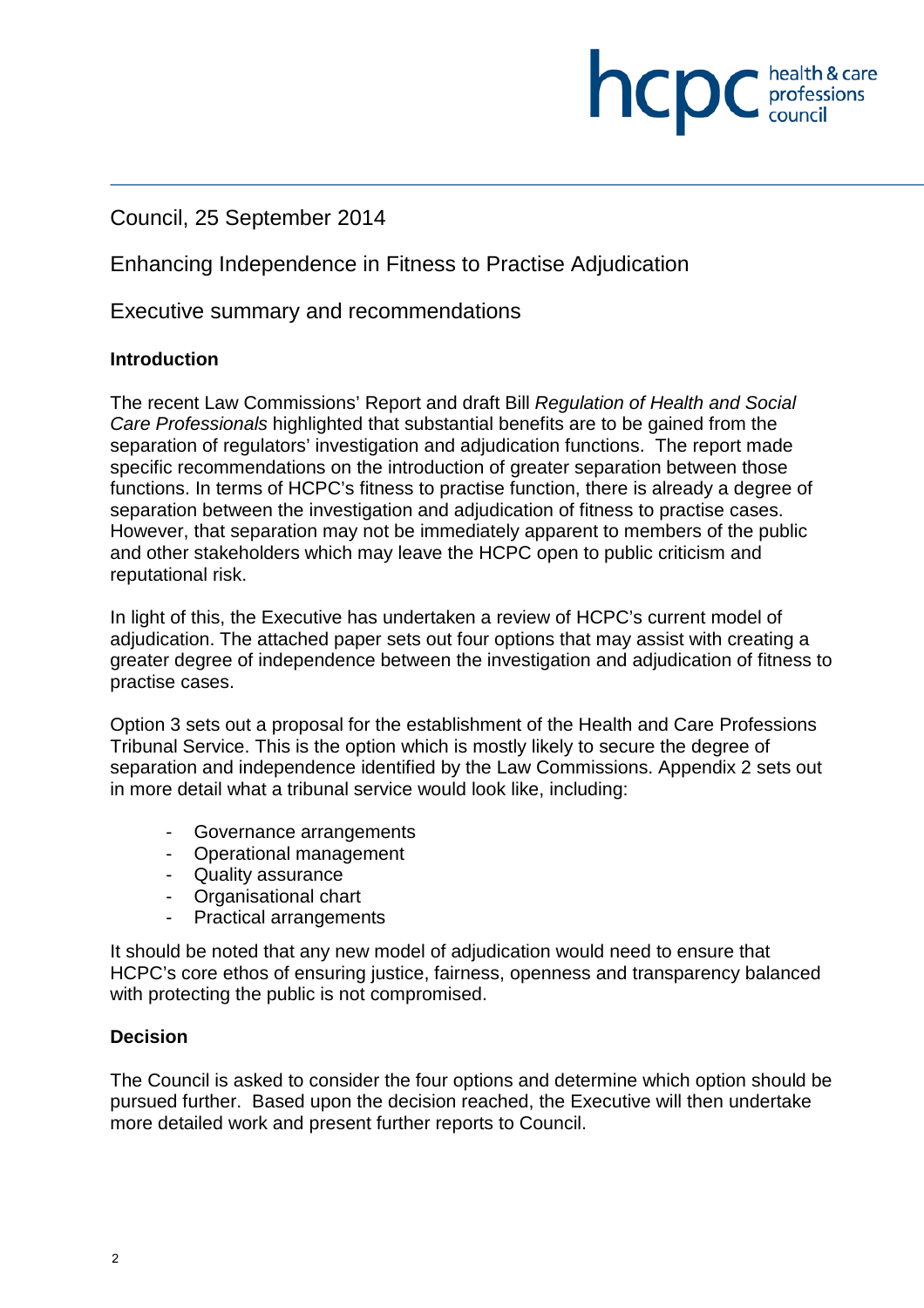Council, 25 September 2014

# Enhancing Independence in Fitness to Practise Adjudication

## Executive summary and recommendations

### Introduction

The recent Law Commissions' Report and draft Bill *Regulation of Health and Social Care Professionals* highlighted that substantial benefits are to be gained from the separation of regulators' investigation and adjudication functions. The report made specific recommendations on the introduction of greater separation between those functions. In terms of HCPC's fitness to practise function, there is already a degree of separation between the investigation and adjudication of fitness to practise cases. However, that separation may not be immediately apparent to members of the public and other stakeholders which may leave the HCPC open to public criticism and reputational risk.

In light of this, the Executive has undertaken a review of HCPC's current model of adjudication. The attached paper sets out four options that may assist with creating a greater degree of independence between the investigation and adjudication of fitness to practise cases.

Option 3 sets out a proposal for the establishment of the Health and Care Professions Tribunal Service. This is the option which is mostly likely to secure the degree of separation and independence identified by the Law Commissions. Appendix 2 sets out in more detail what a tribunal service would look like, including:

- Governance arrangements
- Operational management
- Quality assurance
- Organisational chart
- Practical arrangements

It should be noted that any new model of adjudication would need to ensure that HCPC's core ethos of ensuring justice, fairness, openness and transparency balanced with protecting the public is not compromised.

### Decision

The Council is asked to consider the four options and determine which option should be pursued further. Based upon the decision reached, the Executive will then undertake more detailed work and present further reports to Council.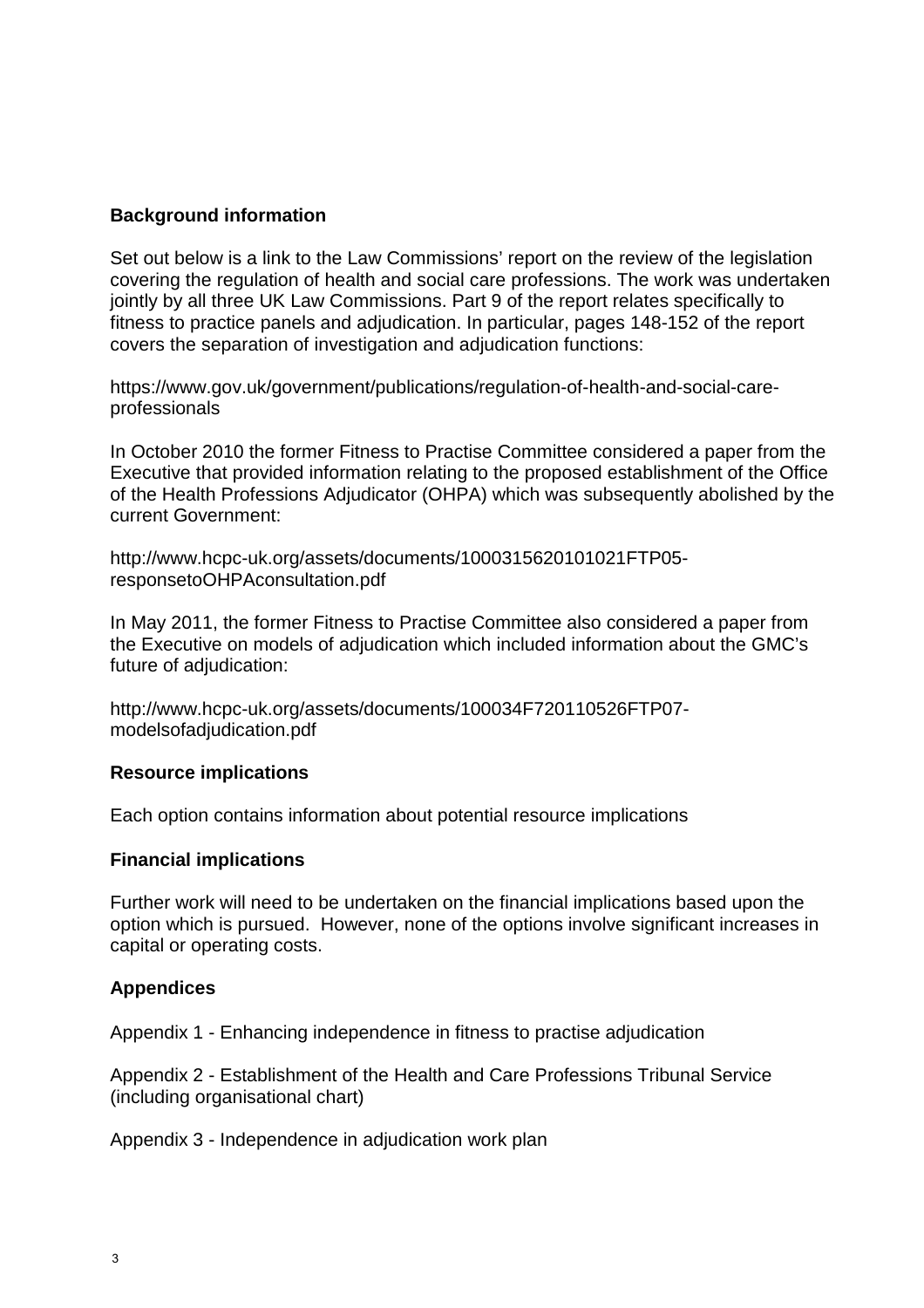## Background information

Set out below is a link to the Law Commissions' report on the review of the legislation covering the regulation of health and social care professions. The work was undertaken jointly by all three UK Law Commissions. Part 9 of the report relates specifically to fitness to practice panels and adjudication. In particular, pages 148-152 of the report covers the separation of investigation and adjudication functions:

https://www.gov.uk/government/publications/regulation-of-health-and-social-care-professionals

In October 2010 the former Fitness to Practise Committee considered a paper from the Executive that provided information relating to the proposed establishment of the Office of the Health Professions Adjudicator (OHPA) which was subsequently abolished by the current Government:

http://www.hcpc-uk.org/assets/documents/1000315620101021FTP05-responsetoOHPAconsultation.pdf

In May 2011, the former Fitness to Practise Committee also considered a paper from the Executive on models of adjudication which included information about the GMC's future of adjudication:

http://www.hcpc-uk.org/assets/documents/100034F720110526FTP07-modelsofadjudication.pdf

## Resource implications

Each option contains information about potential resource implications

## Financial implications

Further work will need to be undertaken on the financial implications based upon the option which is pursued. However, none of the options involve significant increases in capital or operating costs.

## Appendices

Appendix 1 - Enhancing independence in fitness to practise adjudication

Appendix 2 - Establishment of the Health and Care Professions Tribunal Service (including organisational chart)

Appendix 3 - Independence in adjudication work plan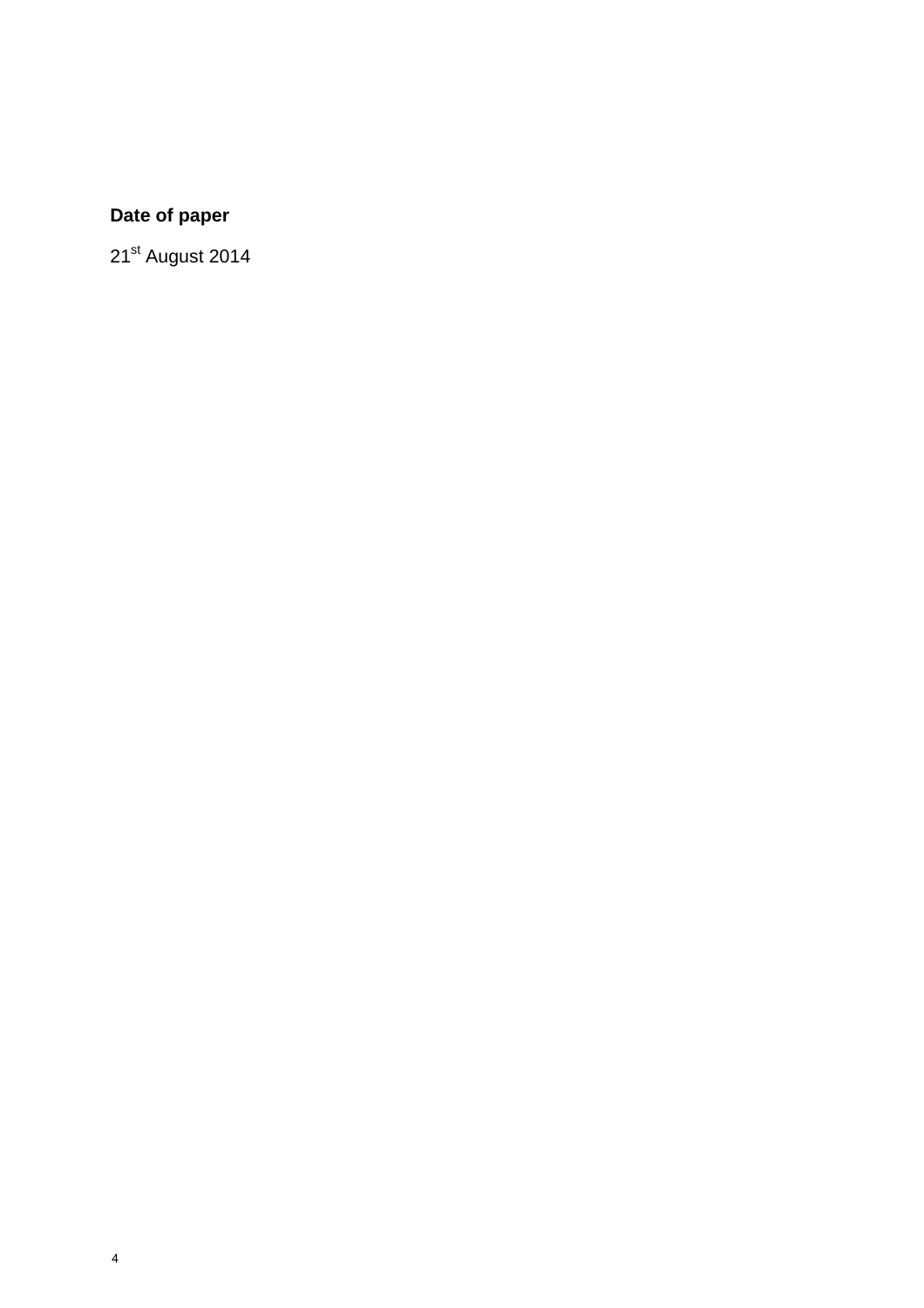**Date of paper**

21st August 2014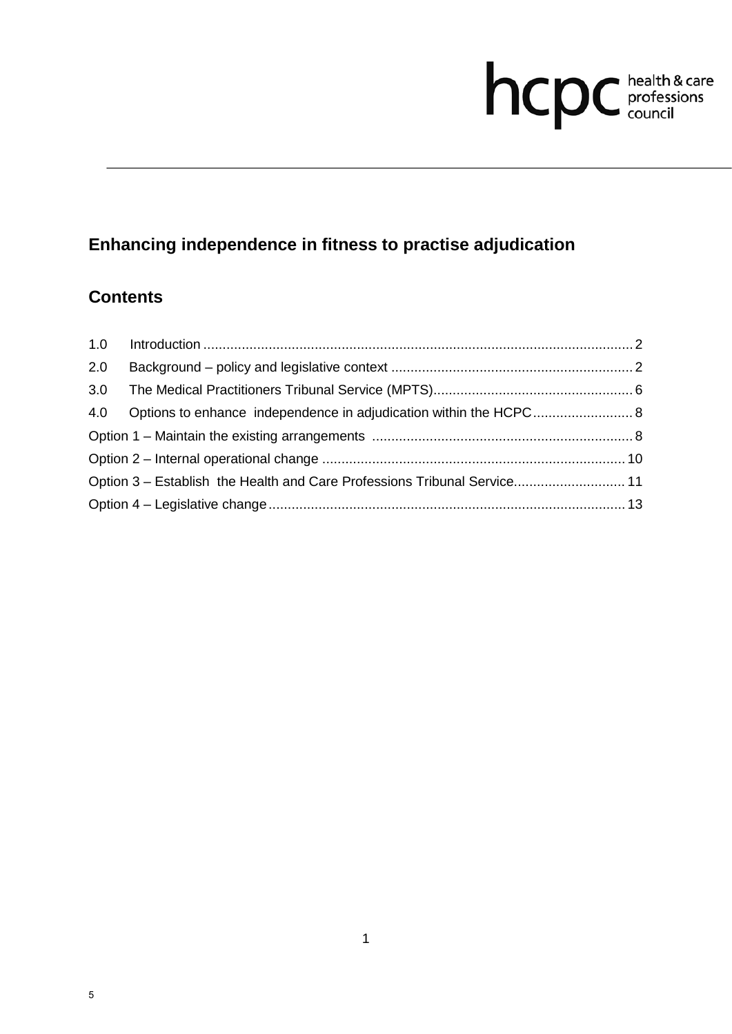# Enhancing independence in fitness to practise adjudication

## Contents

1.0 Introduction ............................................................................................................... 2

2.0 Background – policy and legislative context ............................................................... 2

3.0 The Medical Practitioners Tribunal Service (MPTS).................................................... 6

4.0 Options to enhance independence in adjudication within the HCPC.......................... 8

Option 1 – Maintain the existing arrangements .................................................................... 8

Option 2 – Internal operational change ............................................................................... 10

Option 3 – Establish the Health and Care Professions Tribunal Service............................. 11

Option 4 – Legislative change............................................................................................. 13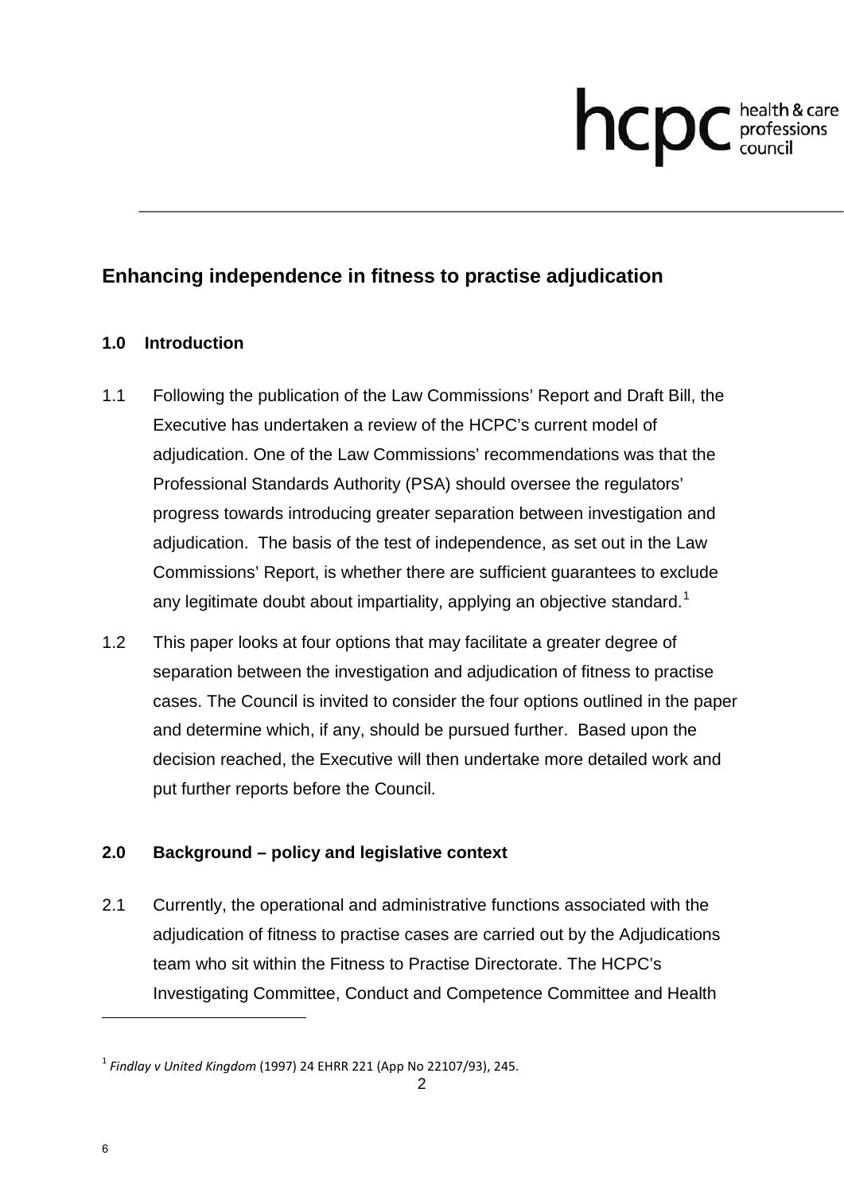## Enhancing independence in fitness to practise adjudication

### 1.0 Introduction

1.1 Following the publication of the Law Commissions' Report and Draft Bill, the Executive has undertaken a review of the HCPC's current model of adjudication. One of the Law Commissions' recommendations was that the Professional Standards Authority (PSA) should oversee the regulators' progress towards introducing greater separation between investigation and adjudication. The basis of the test of independence, as set out in the Law Commissions' Report, is whether there are sufficient guarantees to exclude any legitimate doubt about impartiality, applying an objective standard.[1]

1.2 This paper looks at four options that may facilitate a greater degree of separation between the investigation and adjudication of fitness to practise cases. The Council is invited to consider the four options outlined in the paper and determine which, if any, should be pursued further. Based upon the decision reached, the Executive will then undertake more detailed work and put further reports before the Council.

### 2.0 Background – policy and legislative context

2.1 Currently, the operational and administrative functions associated with the adjudication of fitness to practise cases are carried out by the Adjudications team who sit within the Fitness to Practise Directorate. The HCPC's Investigating Committee, Conduct and Competence Committee and Health

[1] *Findlay v United Kingdom* (1997) 24 EHRR 221 (App No 22107/93), 245.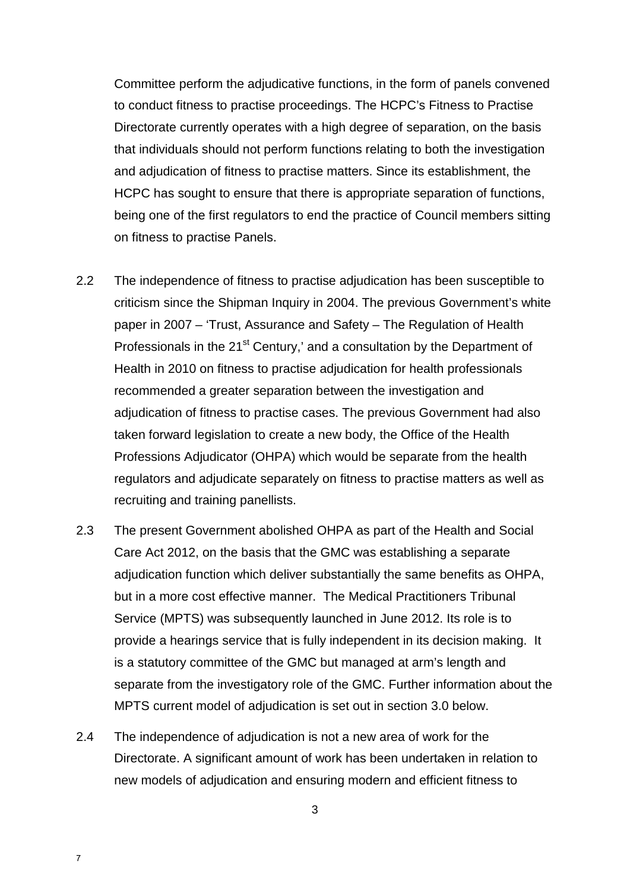Committee perform the adjudicative functions, in the form of panels convened to conduct fitness to practise proceedings. The HCPC's Fitness to Practise Directorate currently operates with a high degree of separation, on the basis that individuals should not perform functions relating to both the investigation and adjudication of fitness to practise matters. Since its establishment, the HCPC has sought to ensure that there is appropriate separation of functions, being one of the first regulators to end the practice of Council members sitting on fitness to practise Panels.

2.2 The independence of fitness to practise adjudication has been susceptible to criticism since the Shipman Inquiry in 2004. The previous Government's white paper in 2007 – 'Trust, Assurance and Safety – The Regulation of Health Professionals in the 21st Century,' and a consultation by the Department of Health in 2010 on fitness to practise adjudication for health professionals recommended a greater separation between the investigation and adjudication of fitness to practise cases. The previous Government had also taken forward legislation to create a new body, the Office of the Health Professions Adjudicator (OHPA) which would be separate from the health regulators and adjudicate separately on fitness to practise matters as well as recruiting and training panellists.

2.3 The present Government abolished OHPA as part of the Health and Social Care Act 2012, on the basis that the GMC was establishing a separate adjudication function which deliver substantially the same benefits as OHPA, but in a more cost effective manner. The Medical Practitioners Tribunal Service (MPTS) was subsequently launched in June 2012. Its role is to provide a hearings service that is fully independent in its decision making. It is a statutory committee of the GMC but managed at arm's length and separate from the investigatory role of the GMC. Further information about the MPTS current model of adjudication is set out in section 3.0 below.

2.4 The independence of adjudication is not a new area of work for the Directorate. A significant amount of work has been undertaken in relation to new models of adjudication and ensuring modern and efficient fitness to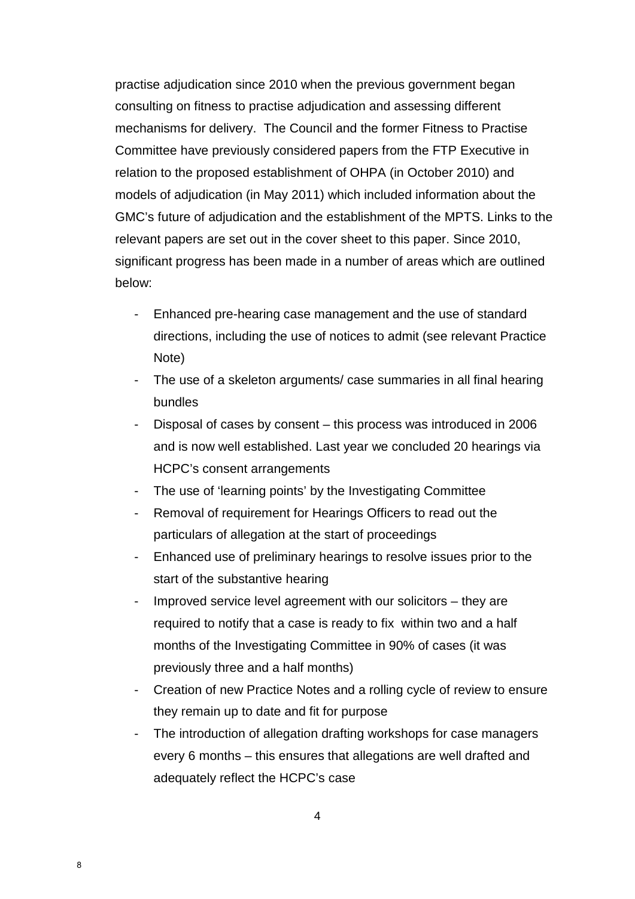practise adjudication since 2010 when the previous government began consulting on fitness to practise adjudication and assessing different mechanisms for delivery. The Council and the former Fitness to Practise Committee have previously considered papers from the FTP Executive in relation to the proposed establishment of OHPA (in October 2010) and models of adjudication (in May 2011) which included information about the GMC's future of adjudication and the establishment of the MPTS. Links to the relevant papers are set out in the cover sheet to this paper. Since 2010, significant progress has been made in a number of areas which are outlined below:

- Enhanced pre-hearing case management and the use of standard directions, including the use of notices to admit (see relevant Practice Note)
- The use of a skeleton arguments/ case summaries in all final hearing bundles
- Disposal of cases by consent – this process was introduced in 2006 and is now well established. Last year we concluded 20 hearings via HCPC's consent arrangements
- The use of 'learning points' by the Investigating Committee
- Removal of requirement for Hearings Officers to read out the particulars of allegation at the start of proceedings
- Enhanced use of preliminary hearings to resolve issues prior to the start of the substantive hearing
- Improved service level agreement with our solicitors – they are required to notify that a case is ready to fix within two and a half months of the Investigating Committee in 90% of cases (it was previously three and a half months)
- Creation of new Practice Notes and a rolling cycle of review to ensure they remain up to date and fit for purpose
- The introduction of allegation drafting workshops for case managers every 6 months – this ensures that allegations are well drafted and adequately reflect the HCPC's case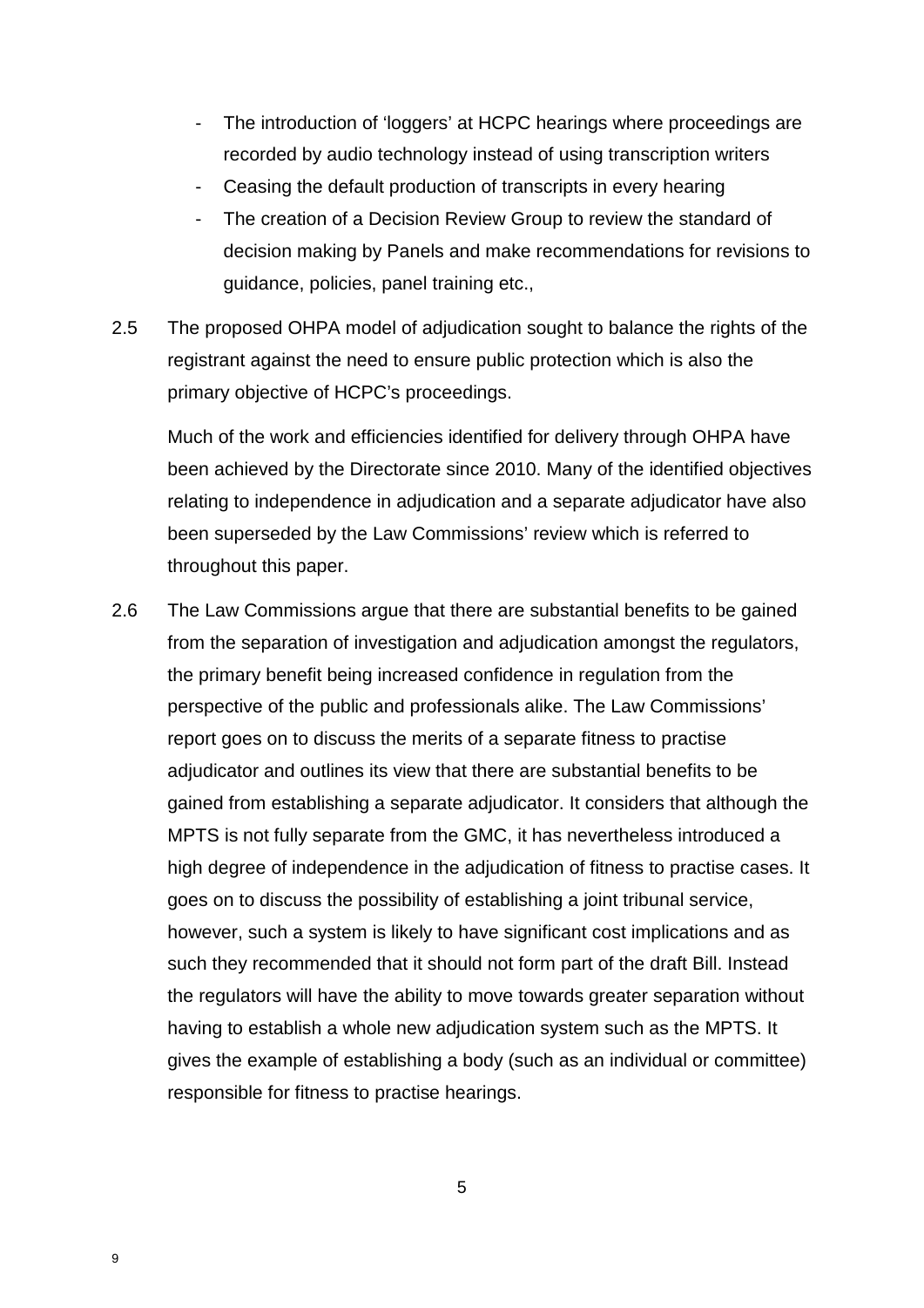- The introduction of 'loggers' at HCPC hearings where proceedings are recorded by audio technology instead of using transcription writers
- Ceasing the default production of transcripts in every hearing
- The creation of a Decision Review Group to review the standard of decision making by Panels and make recommendations for revisions to guidance, policies, panel training etc.,

2.5 The proposed OHPA model of adjudication sought to balance the rights of the registrant against the need to ensure public protection which is also the primary objective of HCPC's proceedings.

Much of the work and efficiencies identified for delivery through OHPA have been achieved by the Directorate since 2010. Many of the identified objectives relating to independence in adjudication and a separate adjudicator have also been superseded by the Law Commissions' review which is referred to throughout this paper.

2.6 The Law Commissions argue that there are substantial benefits to be gained from the separation of investigation and adjudication amongst the regulators, the primary benefit being increased confidence in regulation from the perspective of the public and professionals alike. The Law Commissions' report goes on to discuss the merits of a separate fitness to practise adjudicator and outlines its view that there are substantial benefits to be gained from establishing a separate adjudicator. It considers that although the MPTS is not fully separate from the GMC, it has nevertheless introduced a high degree of independence in the adjudication of fitness to practise cases. It goes on to discuss the possibility of establishing a joint tribunal service, however, such a system is likely to have significant cost implications and as such they recommended that it should not form part of the draft Bill. Instead the regulators will have the ability to move towards greater separation without having to establish a whole new adjudication system such as the MPTS. It gives the example of establishing a body (such as an individual or committee) responsible for fitness to practise hearings.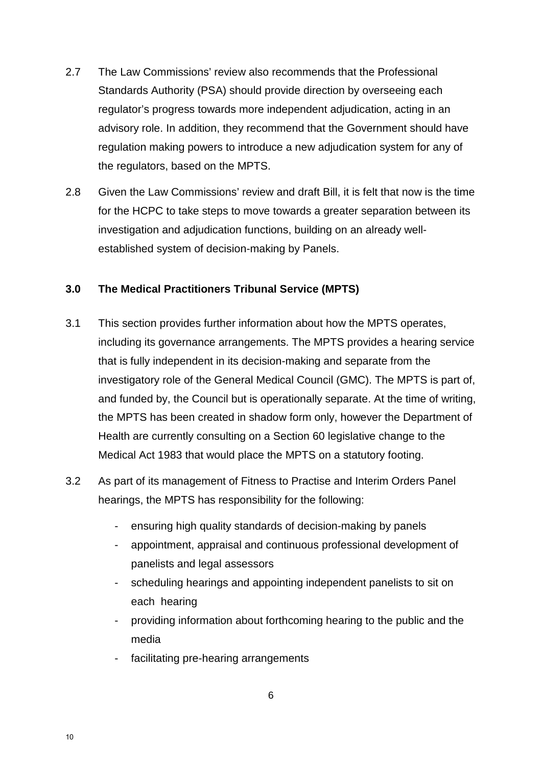2.7 The Law Commissions' review also recommends that the Professional Standards Authority (PSA) should provide direction by overseeing each regulator's progress towards more independent adjudication, acting in an advisory role. In addition, they recommend that the Government should have regulation making powers to introduce a new adjudication system for any of the regulators, based on the MPTS.

2.8 Given the Law Commissions' review and draft Bill, it is felt that now is the time for the HCPC to take steps to move towards a greater separation between its investigation and adjudication functions, building on an already well-established system of decision-making by Panels.

## 3.0 The Medical Practitioners Tribunal Service (MPTS)

3.1 This section provides further information about how the MPTS operates, including its governance arrangements. The MPTS provides a hearing service that is fully independent in its decision-making and separate from the investigatory role of the General Medical Council (GMC). The MPTS is part of, and funded by, the Council but is operationally separate. At the time of writing, the MPTS has been created in shadow form only, however the Department of Health are currently consulting on a Section 60 legislative change to the Medical Act 1983 that would place the MPTS on a statutory footing.

3.2 As part of its management of Fitness to Practise and Interim Orders Panel hearings, the MPTS has responsibility for the following:

- ensuring high quality standards of decision-making by panels
- appointment, appraisal and continuous professional development of panelists and legal assessors
- scheduling hearings and appointing independent panelists to sit on each hearing
- providing information about forthcoming hearing to the public and the media
- facilitating pre-hearing arrangements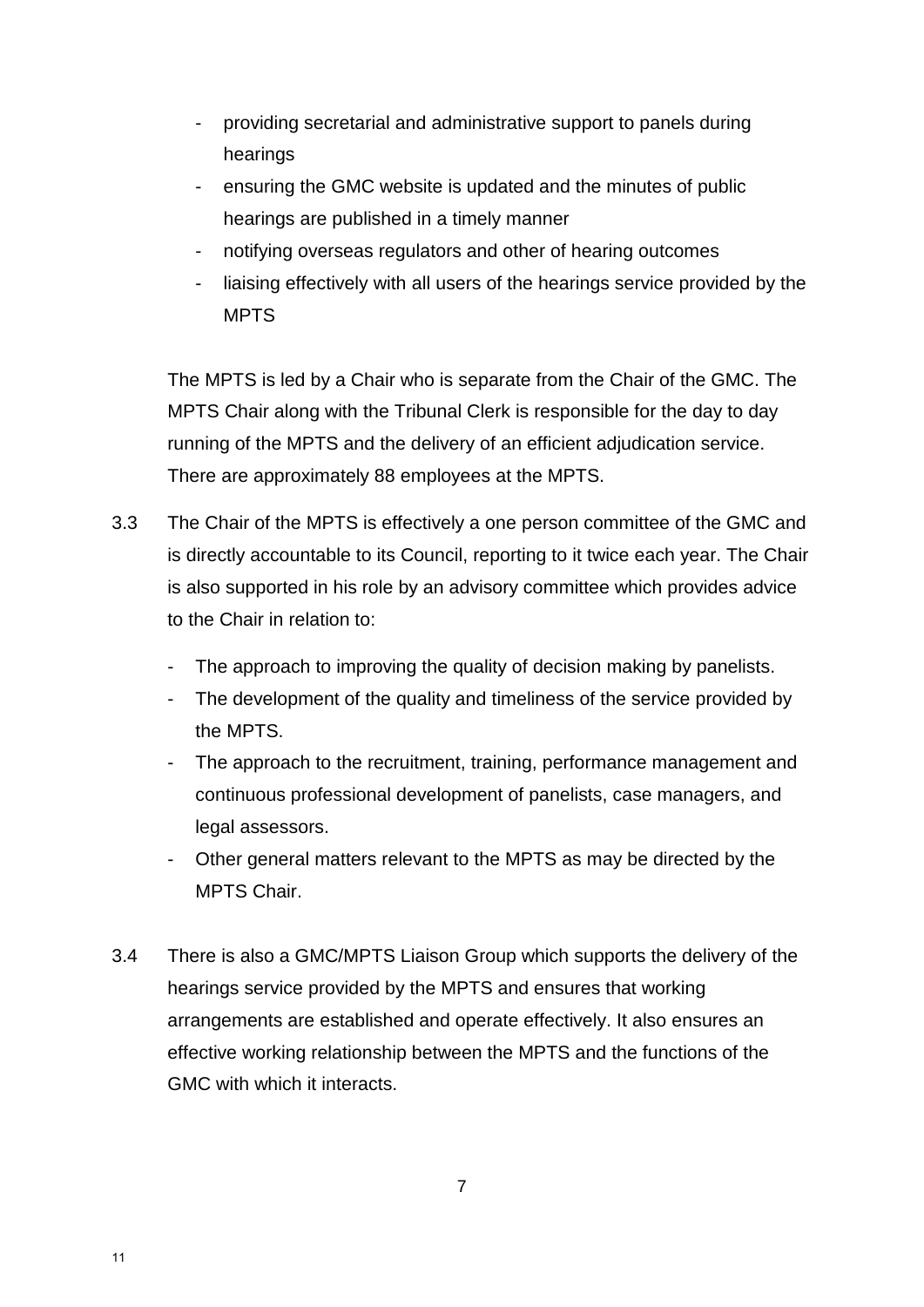- providing secretarial and administrative support to panels during hearings
- ensuring the GMC website is updated and the minutes of public hearings are published in a timely manner
- notifying overseas regulators and other of hearing outcomes
- liaising effectively with all users of the hearings service provided by the MPTS

The MPTS is led by a Chair who is separate from the Chair of the GMC. The MPTS Chair along with the Tribunal Clerk is responsible for the day to day running of the MPTS and the delivery of an efficient adjudication service. There are approximately 88 employees at the MPTS.

3.3 The Chair of the MPTS is effectively a one person committee of the GMC and is directly accountable to its Council, reporting to it twice each year. The Chair is also supported in his role by an advisory committee which provides advice to the Chair in relation to:

- The approach to improving the quality of decision making by panelists.
- The development of the quality and timeliness of the service provided by the MPTS.
- The approach to the recruitment, training, performance management and continuous professional development of panelists, case managers, and legal assessors.
- Other general matters relevant to the MPTS as may be directed by the MPTS Chair.

3.4 There is also a GMC/MPTS Liaison Group which supports the delivery of the hearings service provided by the MPTS and ensures that working arrangements are established and operate effectively. It also ensures an effective working relationship between the MPTS and the functions of the GMC with which it interacts.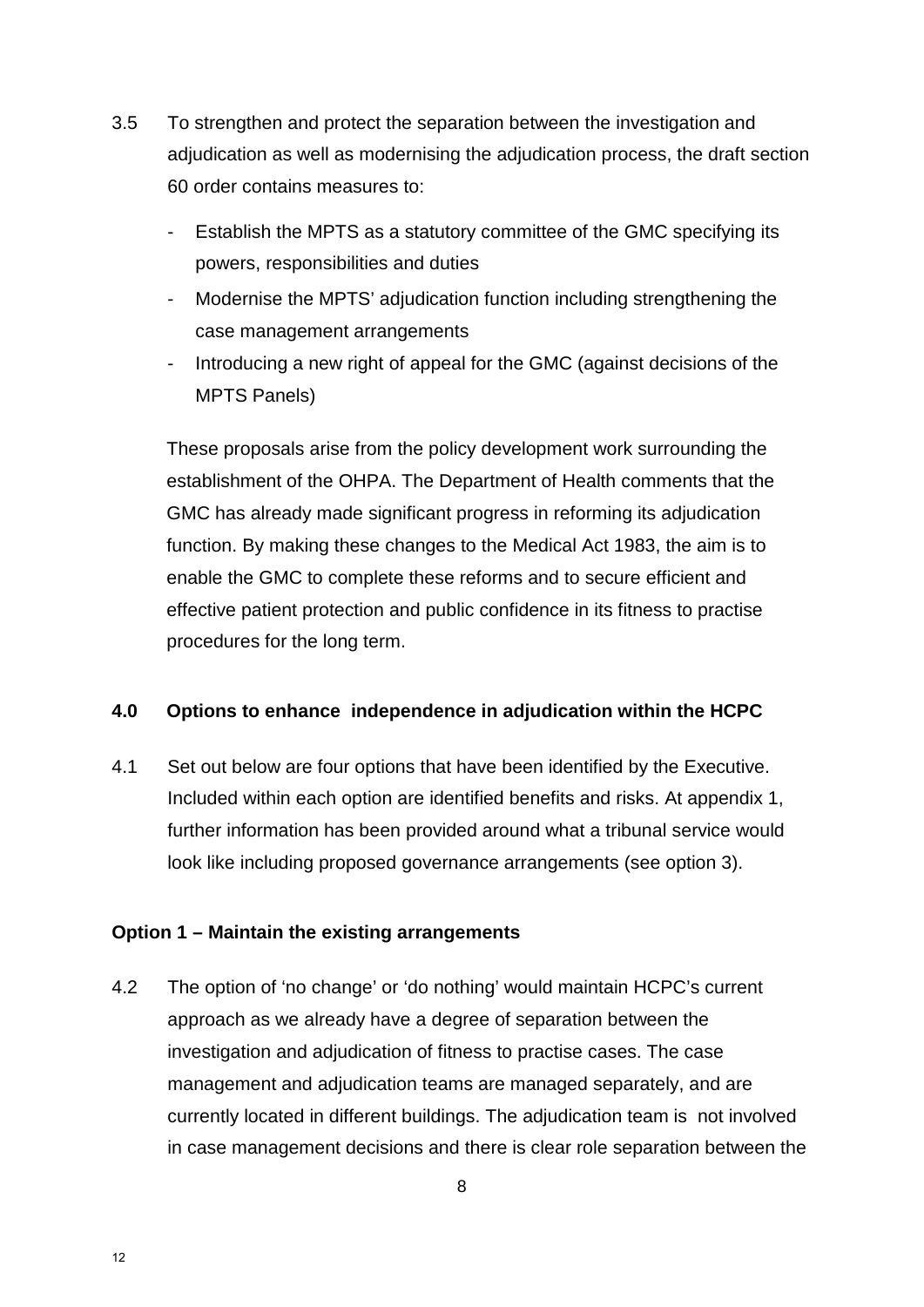3.5 To strengthen and protect the separation between the investigation and adjudication as well as modernising the adjudication process, the draft section 60 order contains measures to:

- Establish the MPTS as a statutory committee of the GMC specifying its powers, responsibilities and duties
- Modernise the MPTS' adjudication function including strengthening the case management arrangements
- Introducing a new right of appeal for the GMC (against decisions of the MPTS Panels)

These proposals arise from the policy development work surrounding the establishment of the OHPA. The Department of Health comments that the GMC has already made significant progress in reforming its adjudication function. By making these changes to the Medical Act 1983, the aim is to enable the GMC to complete these reforms and to secure efficient and effective patient protection and public confidence in its fitness to practise procedures for the long term.

## 4.0 Options to enhance independence in adjudication within the HCPC

4.1 Set out below are four options that have been identified by the Executive. Included within each option are identified benefits and risks. At appendix 1, further information has been provided around what a tribunal service would look like including proposed governance arrangements (see option 3).

### Option 1 – Maintain the existing arrangements

4.2 The option of 'no change' or 'do nothing' would maintain HCPC's current approach as we already have a degree of separation between the investigation and adjudication of fitness to practise cases. The case management and adjudication teams are managed separately, and are currently located in different buildings. The adjudication team is not involved in case management decisions and there is clear role separation between the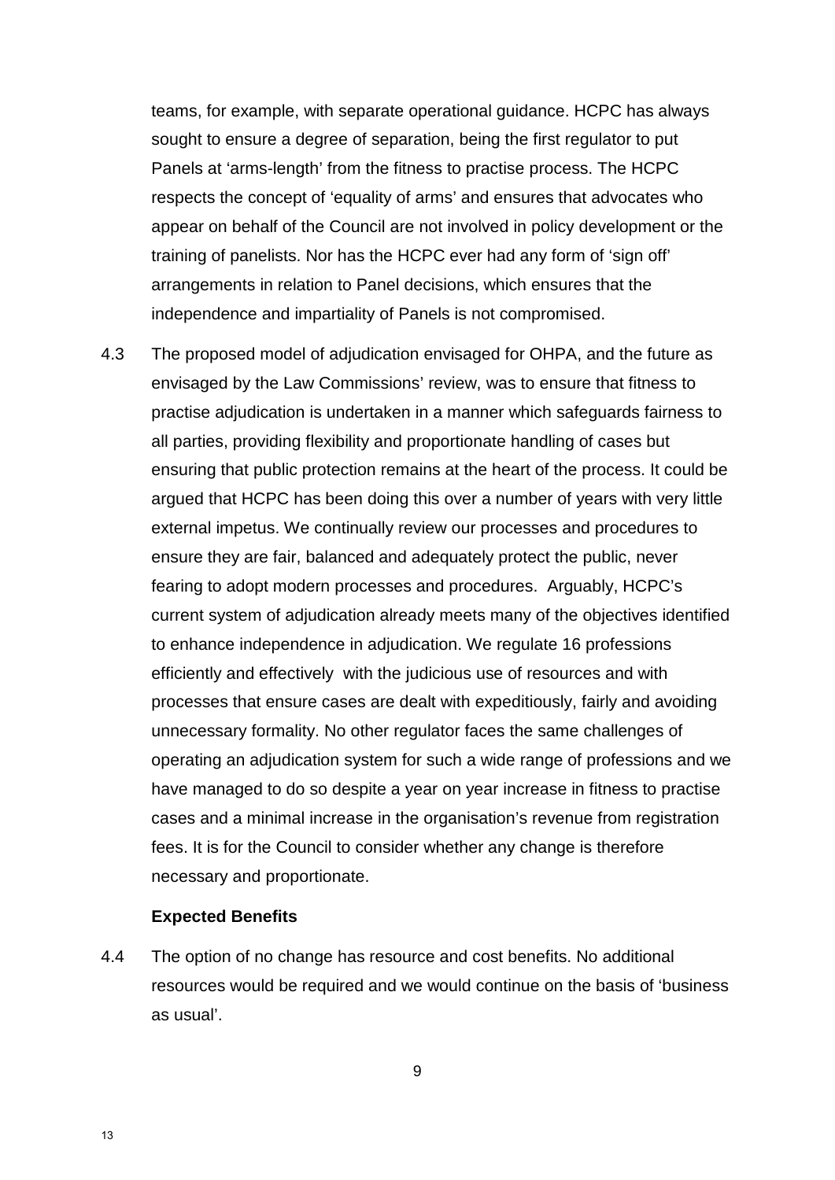teams, for example, with separate operational guidance. HCPC has always sought to ensure a degree of separation, being the first regulator to put Panels at 'arms-length' from the fitness to practise process. The HCPC respects the concept of 'equality of arms' and ensures that advocates who appear on behalf of the Council are not involved in policy development or the training of panelists. Nor has the HCPC ever had any form of 'sign off' arrangements in relation to Panel decisions, which ensures that the independence and impartiality of Panels is not compromised.

4.3 The proposed model of adjudication envisaged for OHPA, and the future as envisaged by the Law Commissions' review, was to ensure that fitness to practise adjudication is undertaken in a manner which safeguards fairness to all parties, providing flexibility and proportionate handling of cases but ensuring that public protection remains at the heart of the process. It could be argued that HCPC has been doing this over a number of years with very little external impetus. We continually review our processes and procedures to ensure they are fair, balanced and adequately protect the public, never fearing to adopt modern processes and procedures. Arguably, HCPC's current system of adjudication already meets many of the objectives identified to enhance independence in adjudication. We regulate 16 professions efficiently and effectively with the judicious use of resources and with processes that ensure cases are dealt with expeditiously, fairly and avoiding unnecessary formality. No other regulator faces the same challenges of operating an adjudication system for such a wide range of professions and we have managed to do so despite a year on year increase in fitness to practise cases and a minimal increase in the organisation's revenue from registration fees. It is for the Council to consider whether any change is therefore necessary and proportionate.

**Expected Benefits**

4.4 The option of no change has resource and cost benefits. No additional resources would be required and we would continue on the basis of 'business as usual'.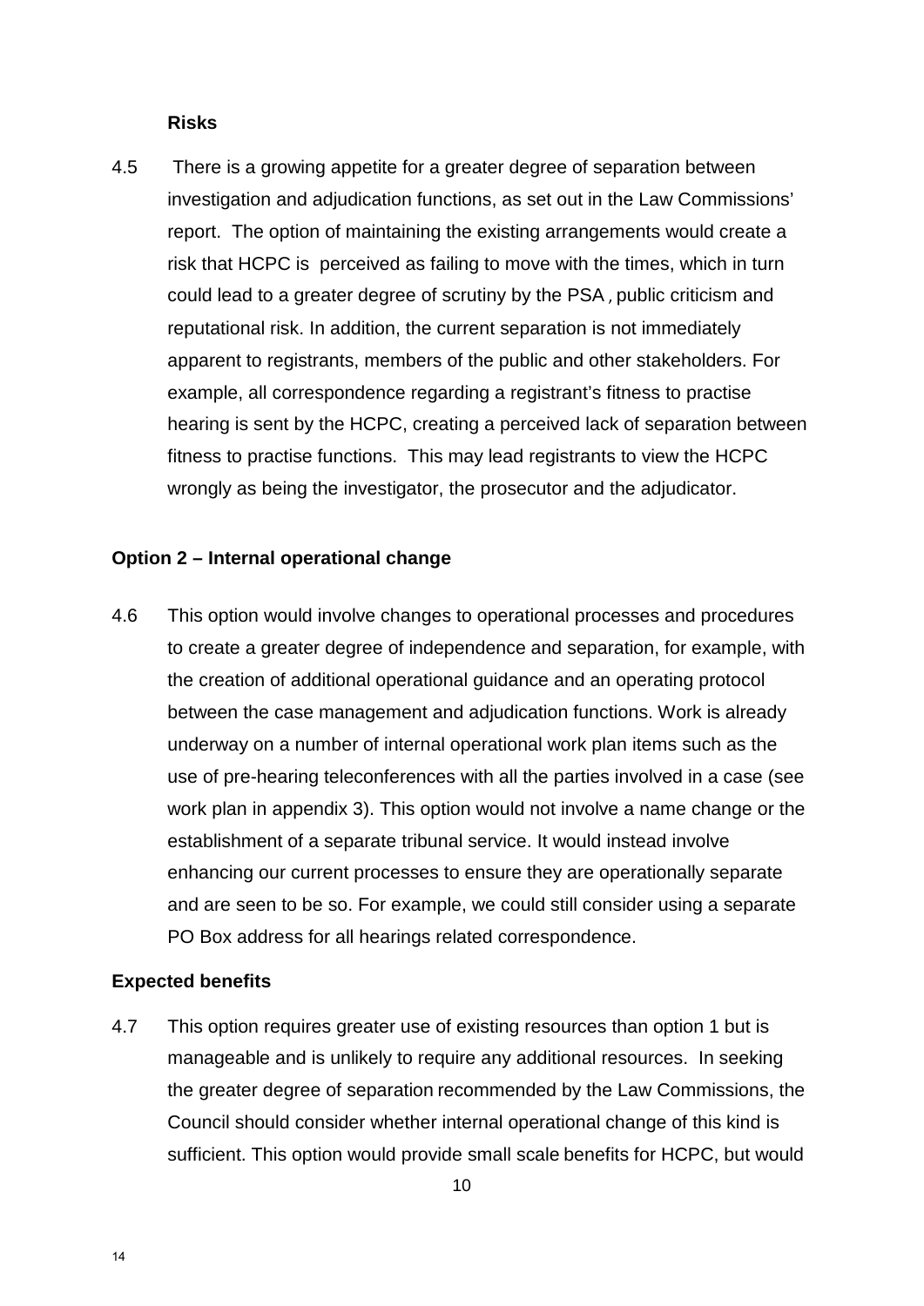**Risks**

4.5 There is a growing appetite for a greater degree of separation between investigation and adjudication functions, as set out in the Law Commissions' report. The option of maintaining the existing arrangements would create a risk that HCPC is perceived as failing to move with the times, which in turn could lead to a greater degree of scrutiny by the PSA , public criticism and reputational risk. In addition, the current separation is not immediately apparent to registrants, members of the public and other stakeholders. For example, all correspondence regarding a registrant's fitness to practise hearing is sent by the HCPC, creating a perceived lack of separation between fitness to practise functions. This may lead registrants to view the HCPC wrongly as being the investigator, the prosecutor and the adjudicator.

**Option 2 – Internal operational change**

4.6 This option would involve changes to operational processes and procedures to create a greater degree of independence and separation, for example, with the creation of additional operational guidance and an operating protocol between the case management and adjudication functions. Work is already underway on a number of internal operational work plan items such as the use of pre-hearing teleconferences with all the parties involved in a case (see work plan in appendix 3). This option would not involve a name change or the establishment of a separate tribunal service. It would instead involve enhancing our current processes to ensure they are operationally separate and are seen to be so. For example, we could still consider using a separate PO Box address for all hearings related correspondence.

**Expected benefits**

4.7 This option requires greater use of existing resources than option 1 but is manageable and is unlikely to require any additional resources. In seeking the greater degree of separation recommended by the Law Commissions, the Council should consider whether internal operational change of this kind is sufficient. This option would provide small scale benefits for HCPC, but would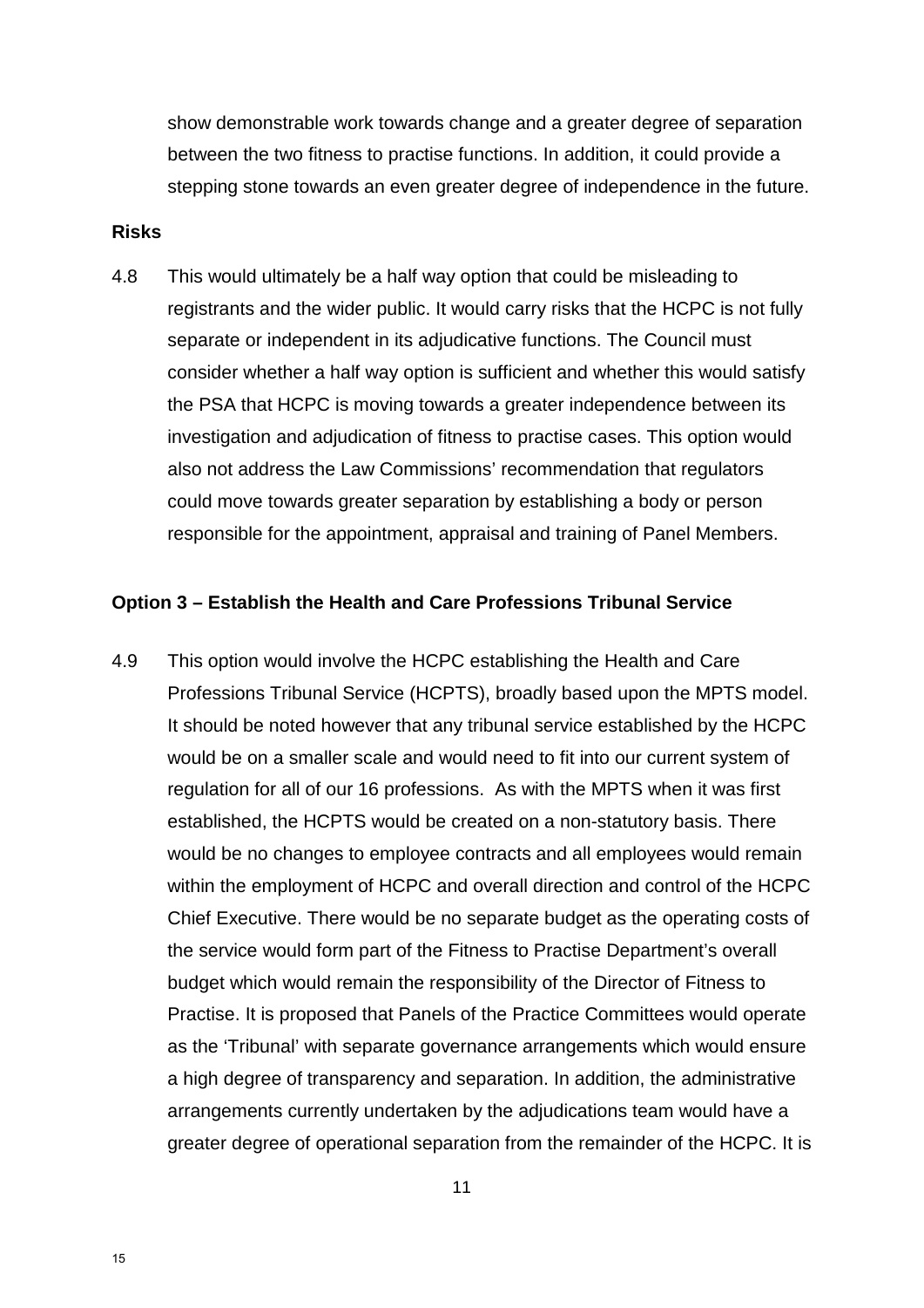show demonstrable work towards change and a greater degree of separation between the two fitness to practise functions. In addition, it could provide a stepping stone towards an even greater degree of independence in the future.

**Risks**

4.8 This would ultimately be a half way option that could be misleading to registrants and the wider public. It would carry risks that the HCPC is not fully separate or independent in its adjudicative functions. The Council must consider whether a half way option is sufficient and whether this would satisfy the PSA that HCPC is moving towards a greater independence between its investigation and adjudication of fitness to practise cases. This option would also not address the Law Commissions' recommendation that regulators could move towards greater separation by establishing a body or person responsible for the appointment, appraisal and training of Panel Members.

**Option 3 – Establish the Health and Care Professions Tribunal Service**

4.9 This option would involve the HCPC establishing the Health and Care Professions Tribunal Service (HCPTS), broadly based upon the MPTS model. It should be noted however that any tribunal service established by the HCPC would be on a smaller scale and would need to fit into our current system of regulation for all of our 16 professions. As with the MPTS when it was first established, the HCPTS would be created on a non-statutory basis. There would be no changes to employee contracts and all employees would remain within the employment of HCPC and overall direction and control of the HCPC Chief Executive. There would be no separate budget as the operating costs of the service would form part of the Fitness to Practise Department's overall budget which would remain the responsibility of the Director of Fitness to Practise. It is proposed that Panels of the Practice Committees would operate as the 'Tribunal' with separate governance arrangements which would ensure a high degree of transparency and separation. In addition, the administrative arrangements currently undertaken by the adjudications team would have a greater degree of operational separation from the remainder of the HCPC. It is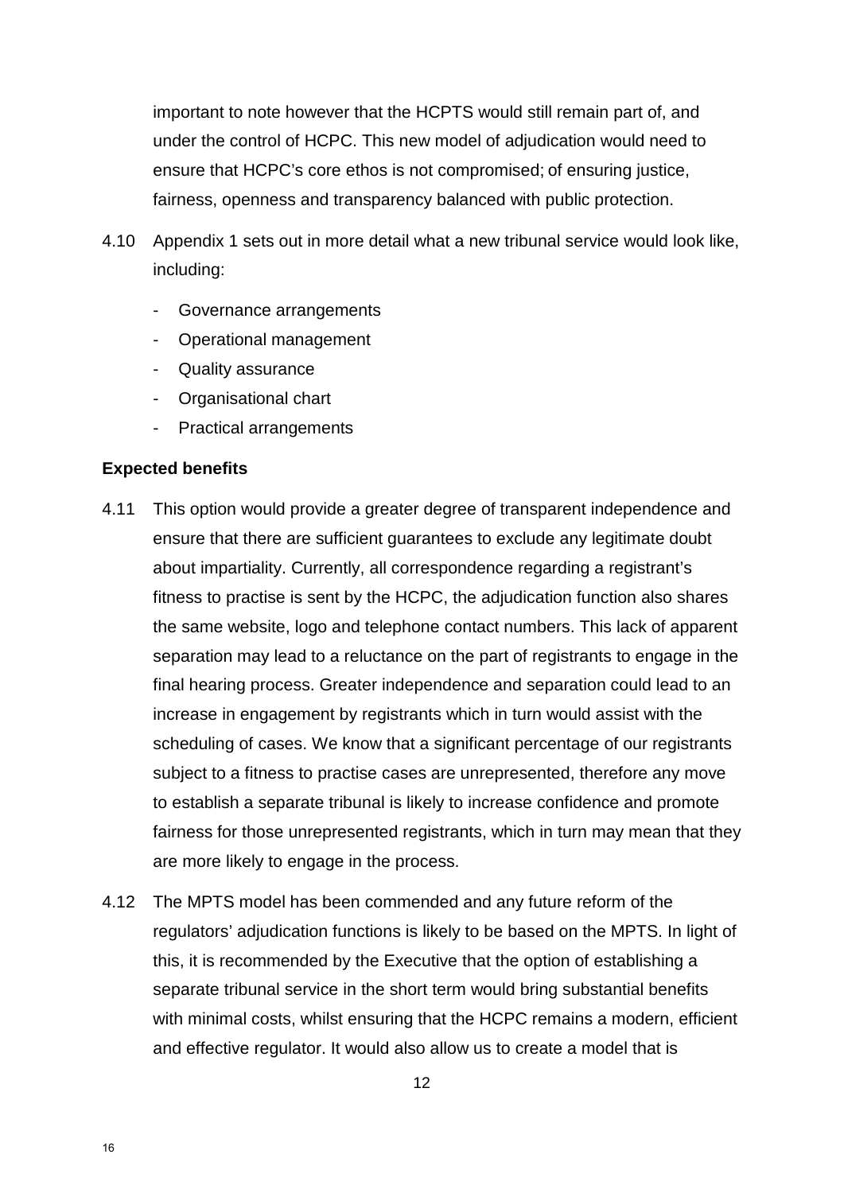important to note however that the HCPTS would still remain part of, and under the control of HCPC. This new model of adjudication would need to ensure that HCPC's core ethos is not compromised; of ensuring justice, fairness, openness and transparency balanced with public protection.

4.10 Appendix 1 sets out in more detail what a new tribunal service would look like, including:

- Governance arrangements
- Operational management
- Quality assurance
- Organisational chart
- Practical arrangements

**Expected benefits**

4.11 This option would provide a greater degree of transparent independence and ensure that there are sufficient guarantees to exclude any legitimate doubt about impartiality. Currently, all correspondence regarding a registrant's fitness to practise is sent by the HCPC, the adjudication function also shares the same website, logo and telephone contact numbers. This lack of apparent separation may lead to a reluctance on the part of registrants to engage in the final hearing process. Greater independence and separation could lead to an increase in engagement by registrants which in turn would assist with the scheduling of cases. We know that a significant percentage of our registrants subject to a fitness to practise cases are unrepresented, therefore any move to establish a separate tribunal is likely to increase confidence and promote fairness for those unrepresented registrants, which in turn may mean that they are more likely to engage in the process.

4.12 The MPTS model has been commended and any future reform of the regulators' adjudication functions is likely to be based on the MPTS. In light of this, it is recommended by the Executive that the option of establishing a separate tribunal service in the short term would bring substantial benefits with minimal costs, whilst ensuring that the HCPC remains a modern, efficient and effective regulator. It would also allow us to create a model that is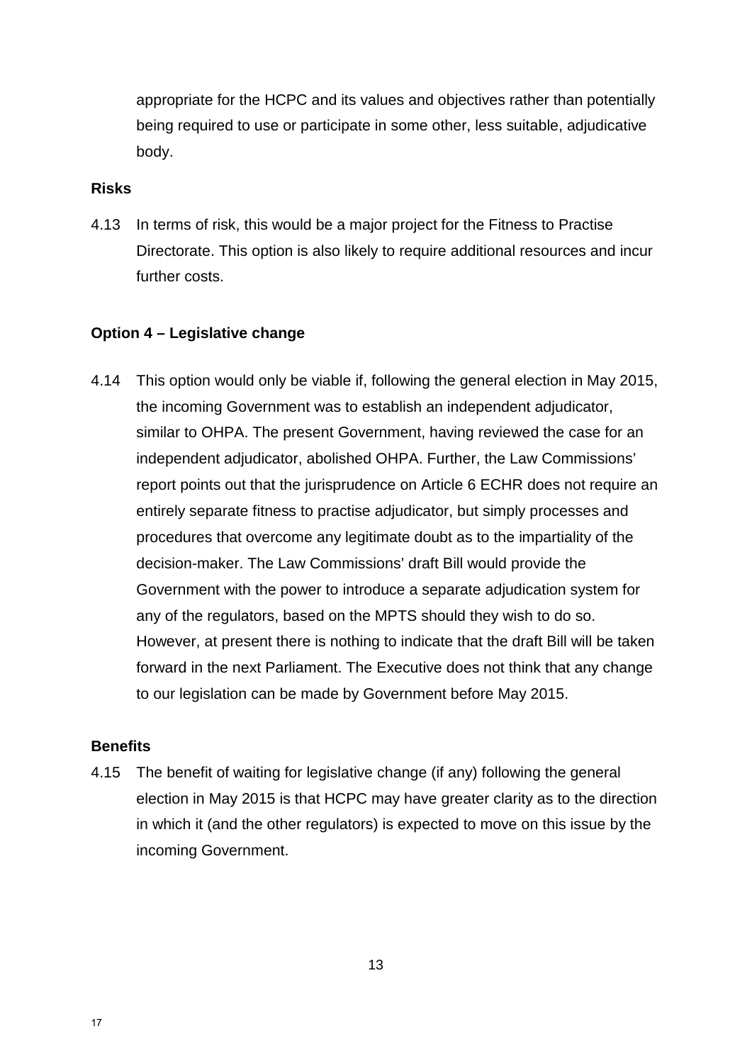appropriate for the HCPC and its values and objectives rather than potentially being required to use or participate in some other, less suitable, adjudicative body.

**Risks**

4.13 In terms of risk, this would be a major project for the Fitness to Practise Directorate. This option is also likely to require additional resources and incur further costs.

**Option 4 – Legislative change**

4.14 This option would only be viable if, following the general election in May 2015, the incoming Government was to establish an independent adjudicator, similar to OHPA. The present Government, having reviewed the case for an independent adjudicator, abolished OHPA. Further, the Law Commissions' report points out that the jurisprudence on Article 6 ECHR does not require an entirely separate fitness to practise adjudicator, but simply processes and procedures that overcome any legitimate doubt as to the impartiality of the decision-maker. The Law Commissions' draft Bill would provide the Government with the power to introduce a separate adjudication system for any of the regulators, based on the MPTS should they wish to do so. However, at present there is nothing to indicate that the draft Bill will be taken forward in the next Parliament. The Executive does not think that any change to our legislation can be made by Government before May 2015.

**Benefits**

4.15 The benefit of waiting for legislative change (if any) following the general election in May 2015 is that HCPC may have greater clarity as to the direction in which it (and the other regulators) is expected to move on this issue by the incoming Government.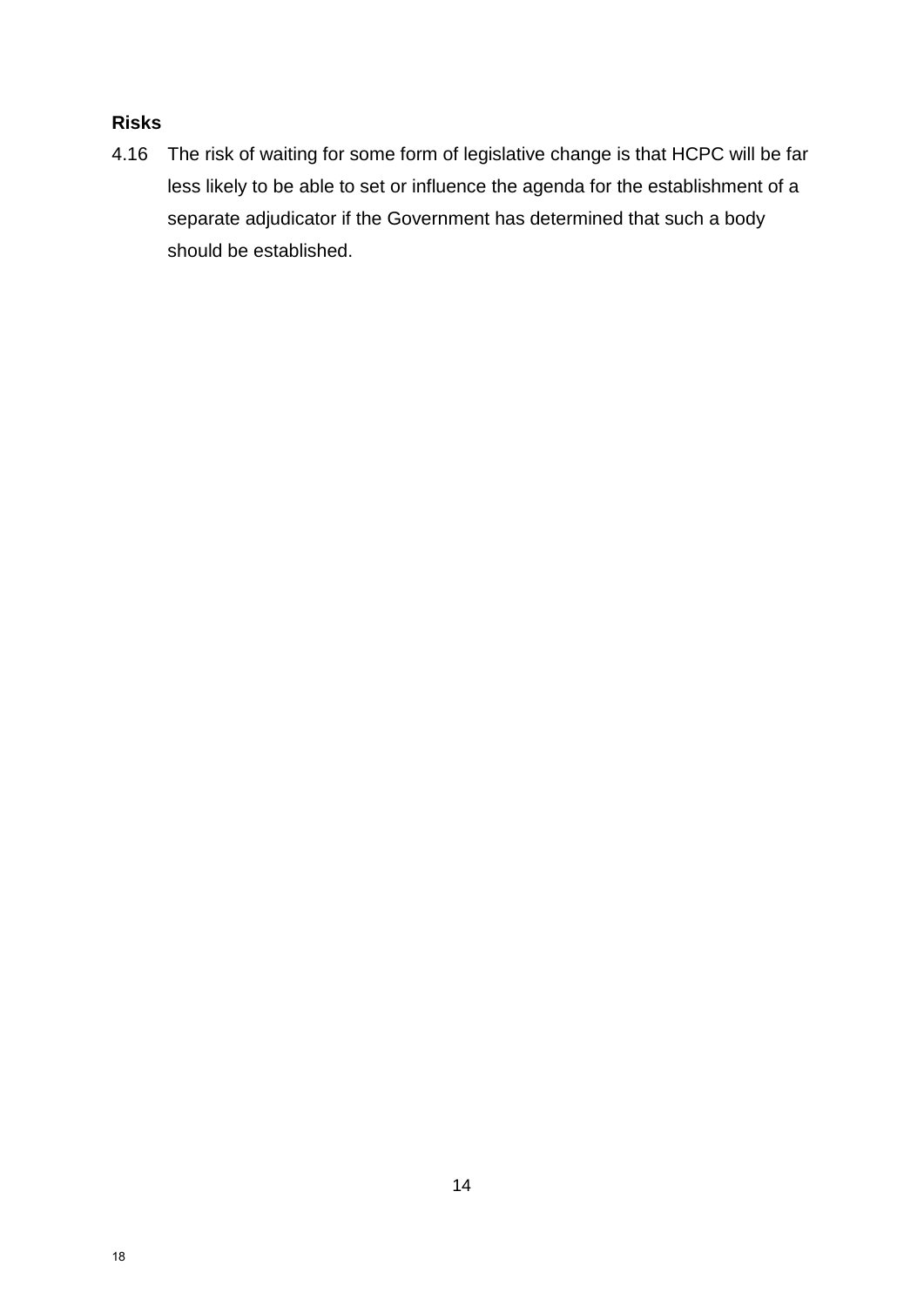**Risks**

4.16 The risk of waiting for some form of legislative change is that HCPC will be far less likely to be able to set or influence the agenda for the establishment of a separate adjudicator if the Government has determined that such a body should be established.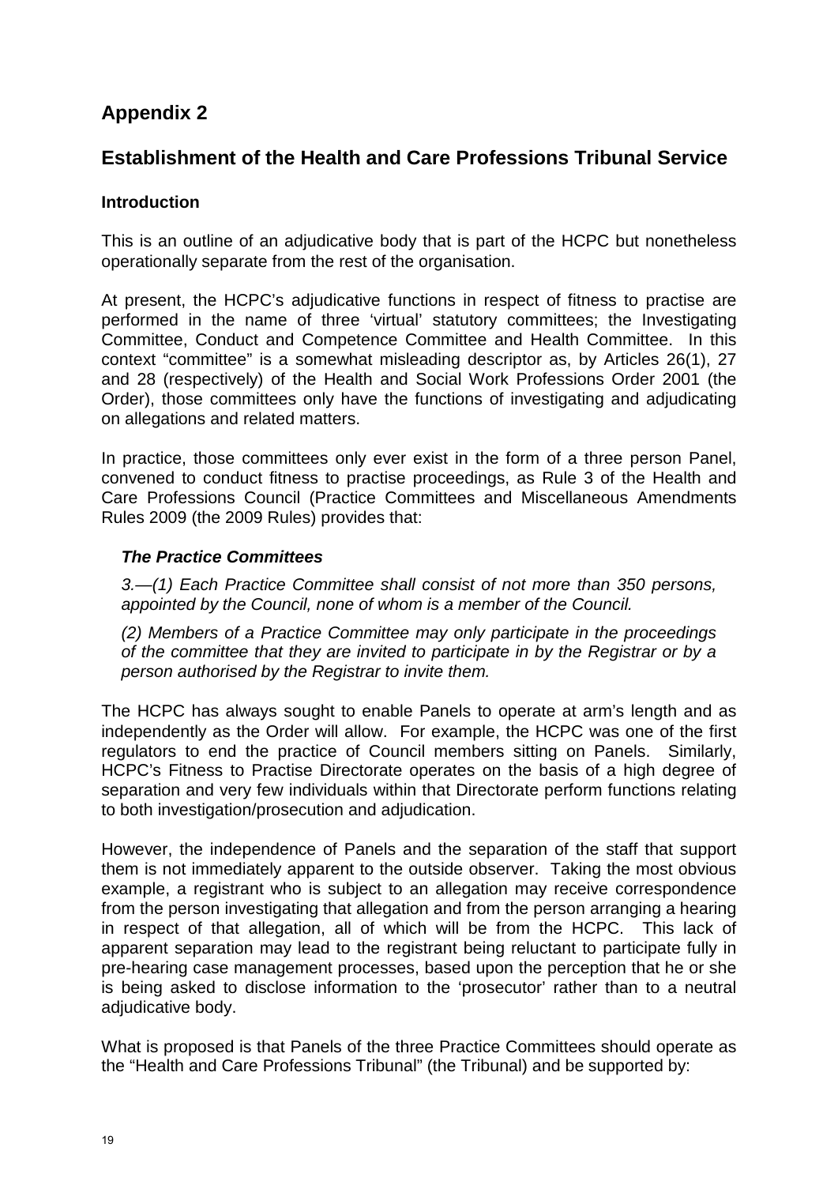## Appendix 2

## Establishment of the Health and Care Professions Tribunal Service

### Introduction

This is an outline of an adjudicative body that is part of the HCPC but nonetheless operationally separate from the rest of the organisation.

At present, the HCPC's adjudicative functions in respect of fitness to practise are performed in the name of three 'virtual' statutory committees; the Investigating Committee, Conduct and Competence Committee and Health Committee. In this context "committee" is a somewhat misleading descriptor as, by Articles 26(1), 27 and 28 (respectively) of the Health and Social Work Professions Order 2001 (the Order), those committees only have the functions of investigating and adjudicating on allegations and related matters.

In practice, those committees only ever exist in the form of a three person Panel, convened to conduct fitness to practise proceedings, as Rule 3 of the Health and Care Professions Council (Practice Committees and Miscellaneous Amendments Rules 2009 (the 2009 Rules) provides that:

> ***The Practice Committees***
>
> *3.—(1) Each Practice Committee shall consist of not more than 350 persons, appointed by the Council, none of whom is a member of the Council.*
>
> *(2) Members of a Practice Committee may only participate in the proceedings of the committee that they are invited to participate in by the Registrar or by a person authorised by the Registrar to invite them.*

The HCPC has always sought to enable Panels to operate at arm's length and as independently as the Order will allow. For example, the HCPC was one of the first regulators to end the practice of Council members sitting on Panels. Similarly, HCPC's Fitness to Practise Directorate operates on the basis of a high degree of separation and very few individuals within that Directorate perform functions relating to both investigation/prosecution and adjudication.

However, the independence of Panels and the separation of the staff that support them is not immediately apparent to the outside observer. Taking the most obvious example, a registrant who is subject to an allegation may receive correspondence from the person investigating that allegation and from the person arranging a hearing in respect of that allegation, all of which will be from the HCPC. This lack of apparent separation may lead to the registrant being reluctant to participate fully in pre-hearing case management processes, based upon the perception that he or she is being asked to disclose information to the 'prosecutor' rather than to a neutral adjudicative body.

What is proposed is that Panels of the three Practice Committees should operate as the "Health and Care Professions Tribunal" (the Tribunal) and be supported by: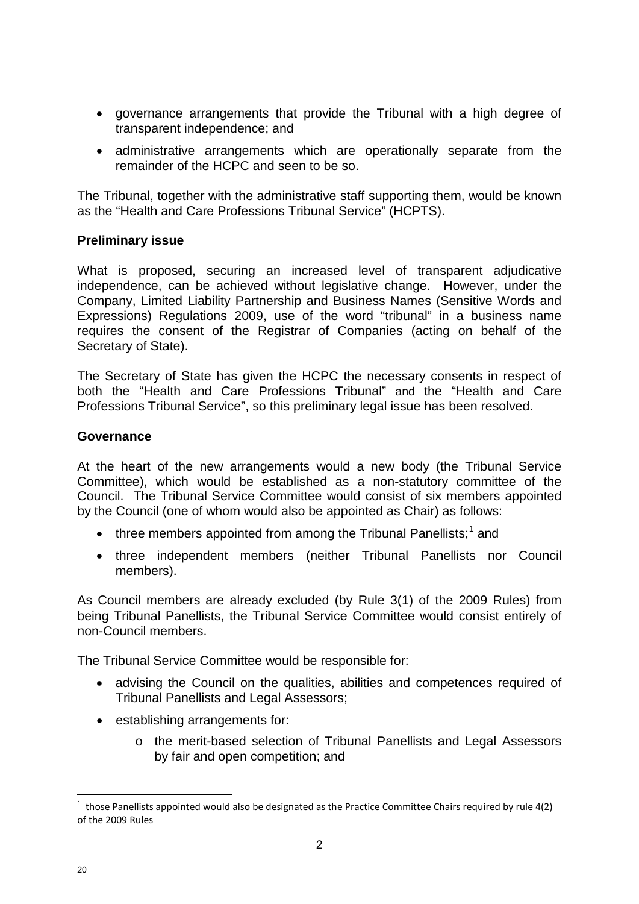- governance arrangements that provide the Tribunal with a high degree of transparent independence; and
- administrative arrangements which are operationally separate from the remainder of the HCPC and seen to be so.

The Tribunal, together with the administrative staff supporting them, would be known as the "Health and Care Professions Tribunal Service" (HCPTS).

**Preliminary issue**

What is proposed, securing an increased level of transparent adjudicative independence, can be achieved without legislative change. However, under the Company, Limited Liability Partnership and Business Names (Sensitive Words and Expressions) Regulations 2009, use of the word "tribunal" in a business name requires the consent of the Registrar of Companies (acting on behalf of the Secretary of State).

The Secretary of State has given the HCPC the necessary consents in respect of both the "Health and Care Professions Tribunal" and the "Health and Care Professions Tribunal Service", so this preliminary legal issue has been resolved.

**Governance**

At the heart of the new arrangements would a new body (the Tribunal Service Committee), which would be established as a non-statutory committee of the Council. The Tribunal Service Committee would consist of six members appointed by the Council (one of whom would also be appointed as Chair) as follows:

- three members appointed from among the Tribunal Panellists;[1] and
- three independent members (neither Tribunal Panellists nor Council members).

As Council members are already excluded (by Rule 3(1) of the 2009 Rules) from being Tribunal Panellists, the Tribunal Service Committee would consist entirely of non-Council members.

The Tribunal Service Committee would be responsible for:

- advising the Council on the qualities, abilities and competences required of Tribunal Panellists and Legal Assessors;
- establishing arrangements for:
  - the merit-based selection of Tribunal Panellists and Legal Assessors by fair and open competition; and

[1] those Panellists appointed would also be designated as the Practice Committee Chairs required by rule 4(2) of the 2009 Rules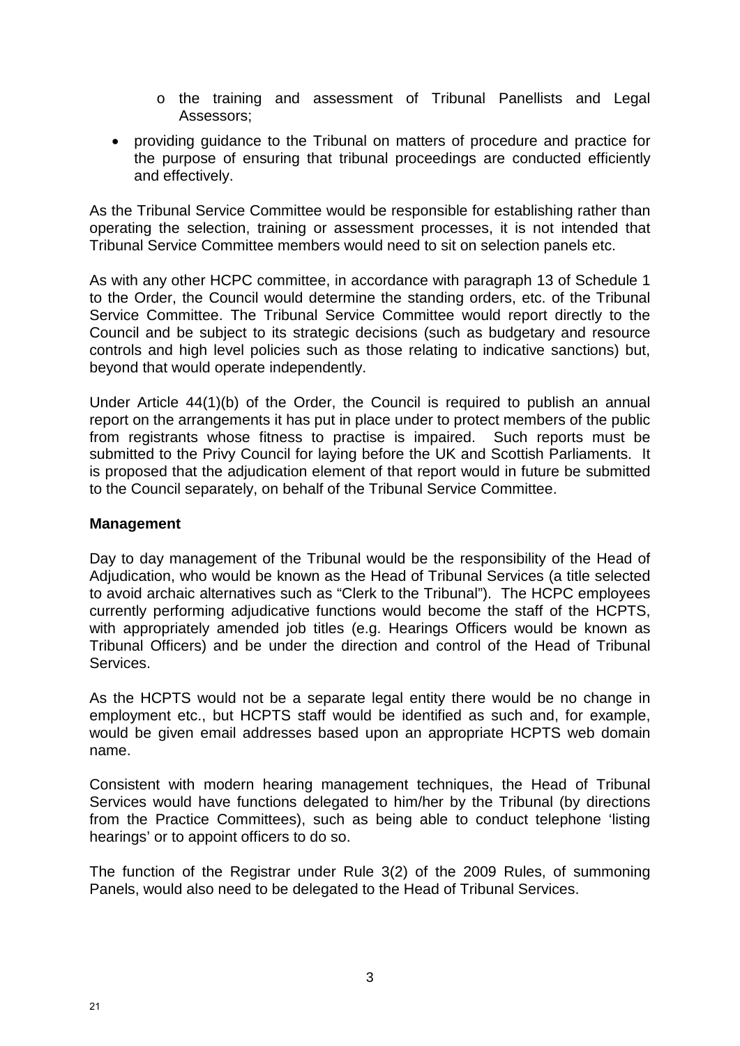- the training and assessment of Tribunal Panellists and Legal Assessors;

- providing guidance to the Tribunal on matters of procedure and practice for the purpose of ensuring that tribunal proceedings are conducted efficiently and effectively.

As the Tribunal Service Committee would be responsible for establishing rather than operating the selection, training or assessment processes, it is not intended that Tribunal Service Committee members would need to sit on selection panels etc.

As with any other HCPC committee, in accordance with paragraph 13 of Schedule 1 to the Order, the Council would determine the standing orders, etc. of the Tribunal Service Committee. The Tribunal Service Committee would report directly to the Council and be subject to its strategic decisions (such as budgetary and resource controls and high level policies such as those relating to indicative sanctions) but, beyond that would operate independently.

Under Article 44(1)(b) of the Order, the Council is required to publish an annual report on the arrangements it has put in place under to protect members of the public from registrants whose fitness to practise is impaired. Such reports must be submitted to the Privy Council for laying before the UK and Scottish Parliaments. It is proposed that the adjudication element of that report would in future be submitted to the Council separately, on behalf of the Tribunal Service Committee.

**Management**

Day to day management of the Tribunal would be the responsibility of the Head of Adjudication, who would be known as the Head of Tribunal Services (a title selected to avoid archaic alternatives such as "Clerk to the Tribunal"). The HCPC employees currently performing adjudicative functions would become the staff of the HCPTS, with appropriately amended job titles (e.g. Hearings Officers would be known as Tribunal Officers) and be under the direction and control of the Head of Tribunal Services.

As the HCPTS would not be a separate legal entity there would be no change in employment etc., but HCPTS staff would be identified as such and, for example, would be given email addresses based upon an appropriate HCPTS web domain name.

Consistent with modern hearing management techniques, the Head of Tribunal Services would have functions delegated to him/her by the Tribunal (by directions from the Practice Committees), such as being able to conduct telephone 'listing hearings' or to appoint officers to do so.

The function of the Registrar under Rule 3(2) of the 2009 Rules, of summoning Panels, would also need to be delegated to the Head of Tribunal Services.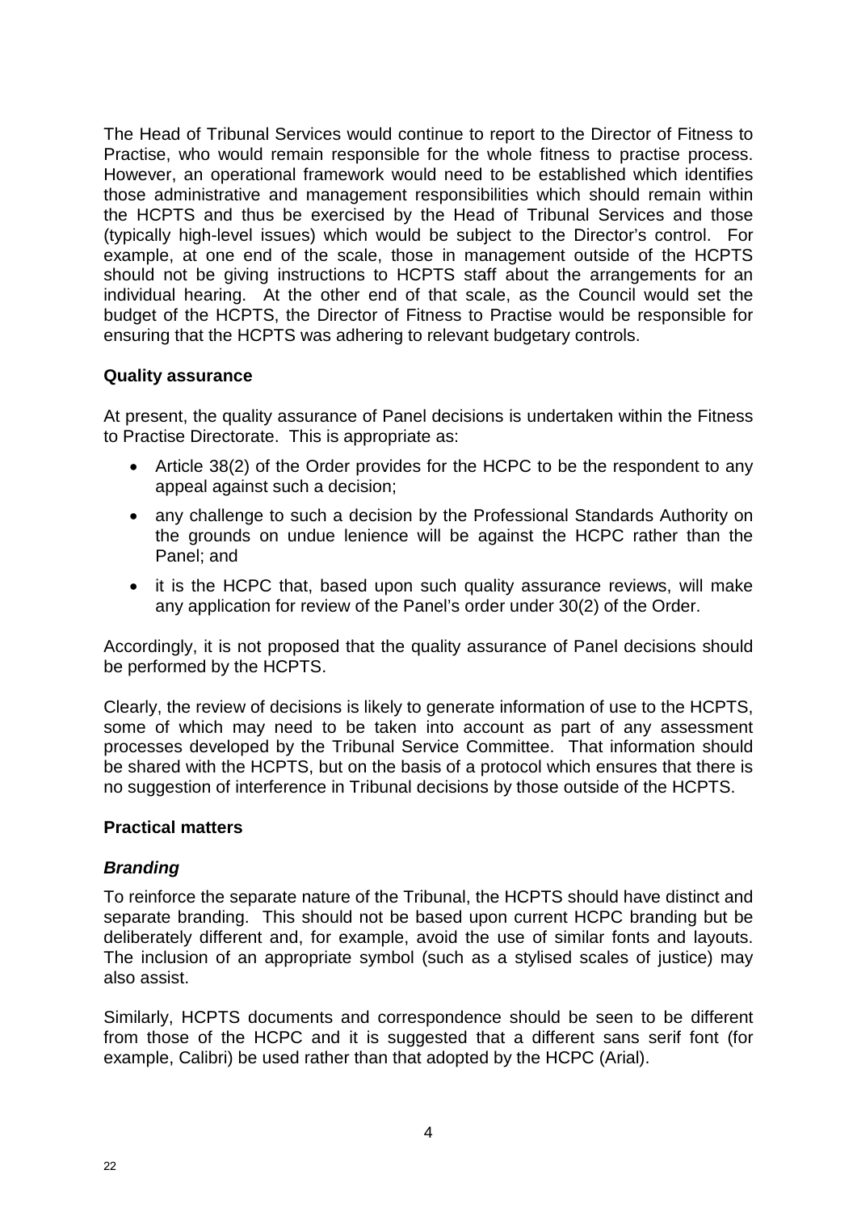The Head of Tribunal Services would continue to report to the Director of Fitness to Practise, who would remain responsible for the whole fitness to practise process. However, an operational framework would need to be established which identifies those administrative and management responsibilities which should remain within the HCPTS and thus be exercised by the Head of Tribunal Services and those (typically high-level issues) which would be subject to the Director's control. For example, at one end of the scale, those in management outside of the HCPTS should not be giving instructions to HCPTS staff about the arrangements for an individual hearing. At the other end of that scale, as the Council would set the budget of the HCPTS, the Director of Fitness to Practise would be responsible for ensuring that the HCPTS was adhering to relevant budgetary controls.

**Quality assurance**

At present, the quality assurance of Panel decisions is undertaken within the Fitness to Practise Directorate. This is appropriate as:

- Article 38(2) of the Order provides for the HCPC to be the respondent to any appeal against such a decision;
- any challenge to such a decision by the Professional Standards Authority on the grounds on undue lenience will be against the HCPC rather than the Panel; and
- it is the HCPC that, based upon such quality assurance reviews, will make any application for review of the Panel's order under 30(2) of the Order.

Accordingly, it is not proposed that the quality assurance of Panel decisions should be performed by the HCPTS.

Clearly, the review of decisions is likely to generate information of use to the HCPTS, some of which may need to be taken into account as part of any assessment processes developed by the Tribunal Service Committee. That information should be shared with the HCPTS, but on the basis of a protocol which ensures that there is no suggestion of interference in Tribunal decisions by those outside of the HCPTS.

**Practical matters**

***Branding***

To reinforce the separate nature of the Tribunal, the HCPTS should have distinct and separate branding. This should not be based upon current HCPC branding but be deliberately different and, for example, avoid the use of similar fonts and layouts. The inclusion of an appropriate symbol (such as a stylised scales of justice) may also assist.

Similarly, HCPTS documents and correspondence should be seen to be different from those of the HCPC and it is suggested that a different sans serif font (for example, Calibri) be used rather than that adopted by the HCPC (Arial).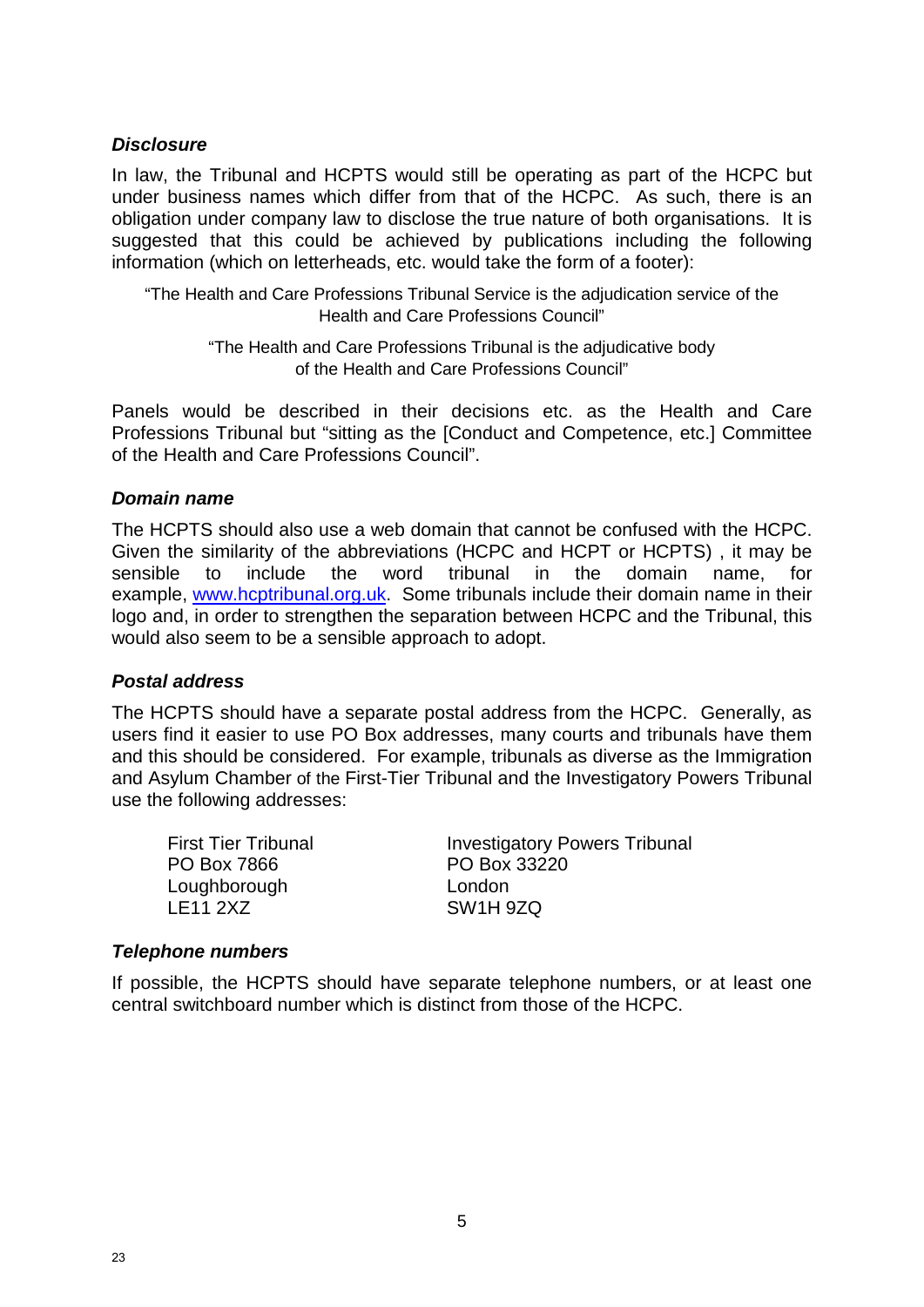### *Disclosure*

In law, the Tribunal and HCPTS would still be operating as part of the HCPC but under business names which differ from that of the HCPC. As such, there is an obligation under company law to disclose the true nature of both organisations. It is suggested that this could be achieved by publications including the following information (which on letterheads, etc. would take the form of a footer):

> "The Health and Care Professions Tribunal Service is the adjudication service of the Health and Care Professions Council"
>
> "The Health and Care Professions Tribunal is the adjudicative body of the Health and Care Professions Council"

Panels would be described in their decisions etc. as the Health and Care Professions Tribunal but "sitting as the [Conduct and Competence, etc.] Committee of the Health and Care Professions Council".

### *Domain name*

The HCPTS should also use a web domain that cannot be confused with the HCPC. Given the similarity of the abbreviations (HCPC and HCPT or HCPTS) , it may be sensible to include the word tribunal in the domain name, for example, www.hcptribunal.org.uk. Some tribunals include their domain name in their logo and, in order to strengthen the separation between HCPC and the Tribunal, this would also seem to be a sensible approach to adopt.

### *Postal address*

The HCPTS should have a separate postal address from the HCPC. Generally, as users find it easier to use PO Box addresses, many courts and tribunals have them and this should be considered. For example, tribunals as diverse as the Immigration and Asylum Chamber of the First-Tier Tribunal and the Investigatory Powers Tribunal use the following addresses:

First Tier Tribunal
PO Box 7866
Loughborough
LE11 2XZ

Investigatory Powers Tribunal
PO Box 33220
London
SW1H 9ZQ

### *Telephone numbers*

If possible, the HCPTS should have separate telephone numbers, or at least one central switchboard number which is distinct from those of the HCPC.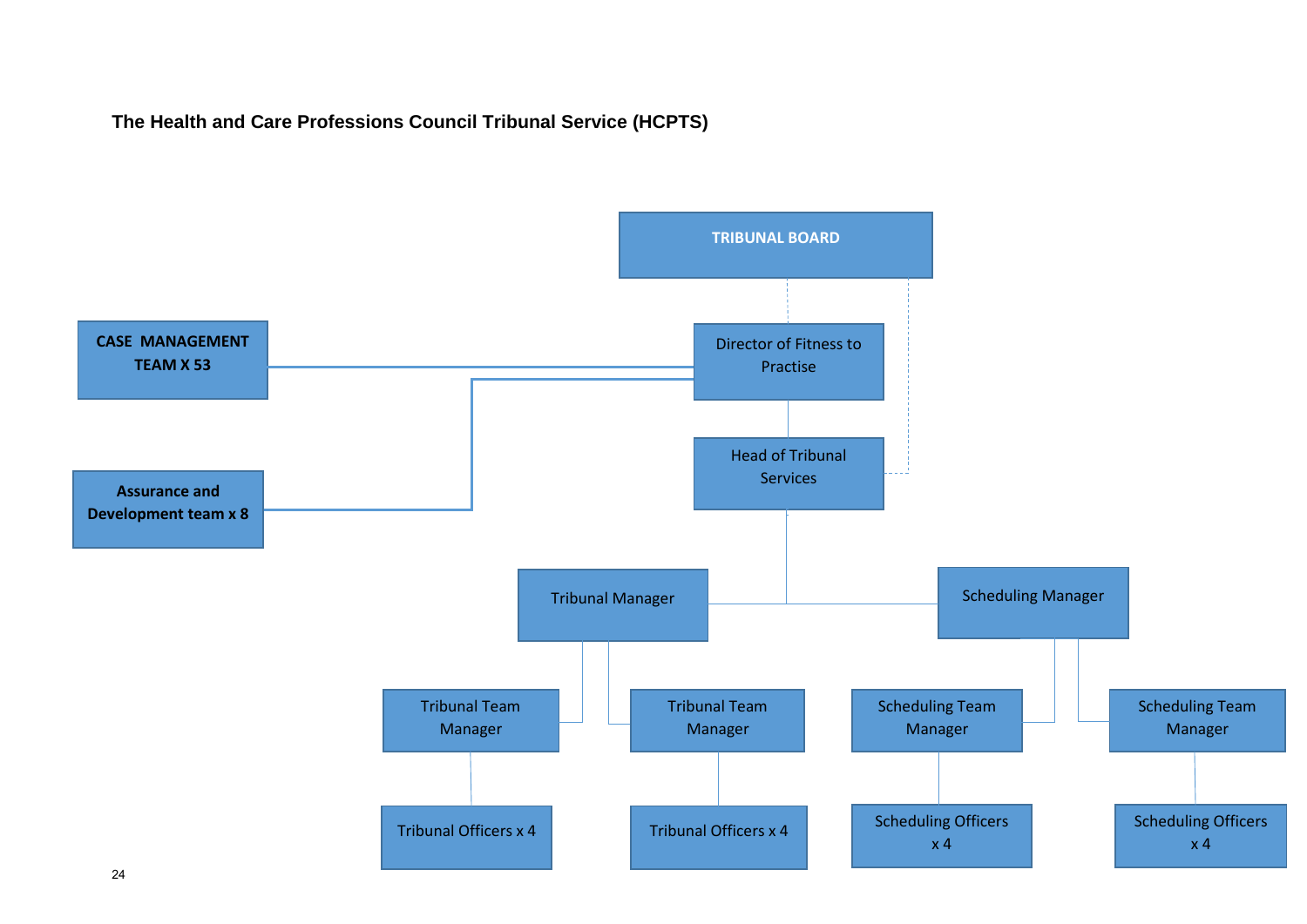**The Health and Care Professions Council Tribunal Service (HCPTS)**

- **TRIBUNAL BOARD**
  - Director of Fitness to Practise
    - **CASE MANAGEMENT TEAM X 53**
    - **Assurance and Development team x 8**
    - Head of Tribunal Services
      - Tribunal Manager
        - Tribunal Team Manager
          - Tribunal Officers x 4
        - Tribunal Team Manager
          - Tribunal Officers x 4
      - Scheduling Manager
        - Scheduling Team Manager
          - Scheduling Officers x 4
        - Scheduling Team Manager
          - Scheduling Officers x 4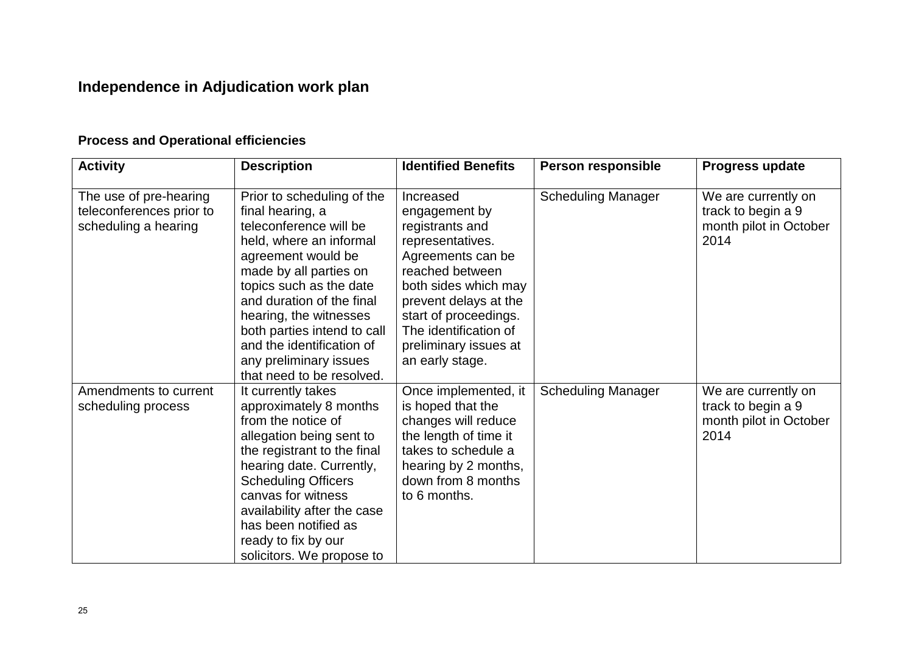## Independence in Adjudication work plan

### Process and Operational efficiencies

| Activity | Description | Identified Benefits | Person responsible | Progress update |
|---|---|---|---|---|
| The use of pre-hearing teleconferences prior to scheduling a hearing | Prior to scheduling of the final hearing, a teleconference will be held, where an informal agreement would be made by all parties on topics such as the date and duration of the final hearing, the witnesses both parties intend to call and the identification of any preliminary issues that need to be resolved. | Increased engagement by registrants and representatives. Agreements can be reached between both sides which may prevent delays at the start of proceedings. The identification of preliminary issues at an early stage. | Scheduling Manager | We are currently on track to begin a 9 month pilot in October 2014 |
| Amendments to current scheduling process | It currently takes approximately 8 months from the notice of allegation being sent to the registrant to the final hearing date. Currently, Scheduling Officers canvas for witness availability after the case has been notified as ready to fix by our solicitors. We propose to | Once implemented, it is hoped that the changes will reduce the length of time it takes to schedule a hearing by 2 months, down from 8 months to 6 months. | Scheduling Manager | We are currently on track to begin a 9 month pilot in October 2014 |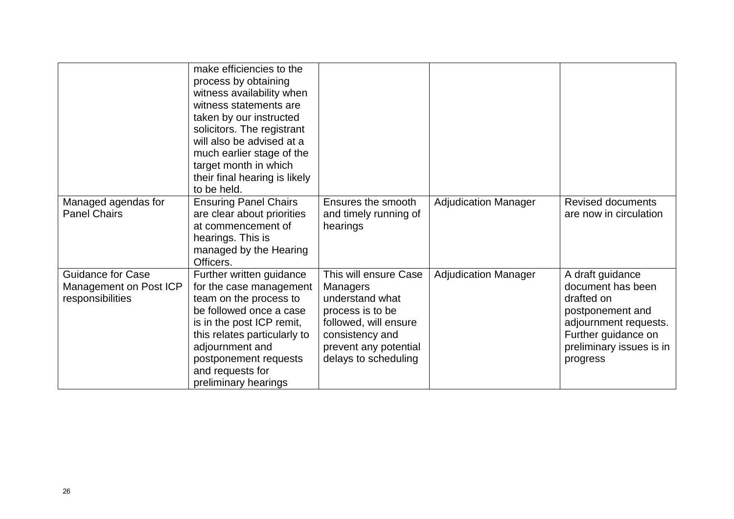| | | | | |
|---|---|---|---|---|
| | make efficiencies to the process by obtaining witness availability when witness statements are taken by our instructed solicitors. The registrant will also be advised at a much earlier stage of the target month in which their final hearing is likely to be held. | | | |
| Managed agendas for Panel Chairs | Ensuring Panel Chairs are clear about priorities at commencement of hearings. This is managed by the Hearing Officers. | Ensures the smooth and timely running of hearings | Adjudication Manager | Revised documents are now in circulation |
| Guidance for Case Management on Post ICP responsibilities | Further written guidance for the case management team on the process to be followed once a case is in the post ICP remit, this relates particularly to adjournment and postponement requests and requests for preliminary hearings | This will ensure Case Managers understand what process is to be followed, will ensure consistency and prevent any potential delays to scheduling | Adjudication Manager | A draft guidance document has been drafted on postponement and adjournment requests. Further guidance on preliminary issues is in progress |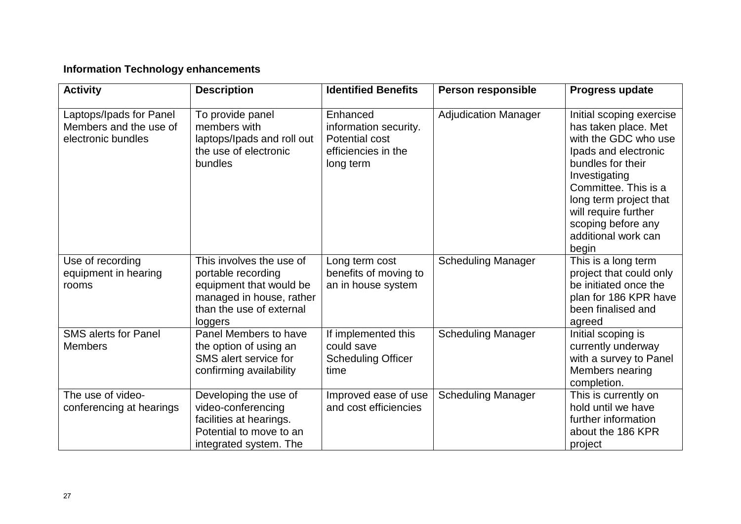**Information Technology enhancements**

| Activity | Description | Identified Benefits | Person responsible | Progress update |
|---|---|---|---|---|
| Laptops/Ipads for Panel Members and the use of electronic bundles | To provide panel members with laptops/Ipads and roll out the use of electronic bundles | Enhanced information security. Potential cost efficiencies in the long term | Adjudication Manager | Initial scoping exercise has taken place. Met with the GDC who use Ipads and electronic bundles for their Investigating Committee. This is a long term project that will require further scoping before any additional work can begin |
| Use of recording equipment in hearing rooms | This involves the use of portable recording equipment that would be managed in house, rather than the use of external loggers | Long term cost benefits of moving to an in house system | Scheduling Manager | This is a long term project that could only be initiated once the plan for 186 KPR have been finalised and agreed |
| SMS alerts for Panel Members | Panel Members to have the option of using an SMS alert service for confirming availability | If implemented this could save Scheduling Officer time | Scheduling Manager | Initial scoping is currently underway with a survey to Panel Members nearing completion. |
| The use of video-conferencing at hearings | Developing the use of video-conferencing facilities at hearings. Potential to move to an integrated system. The | Improved ease of use and cost efficiencies | Scheduling Manager | This is currently on hold until we have further information about the 186 KPR project |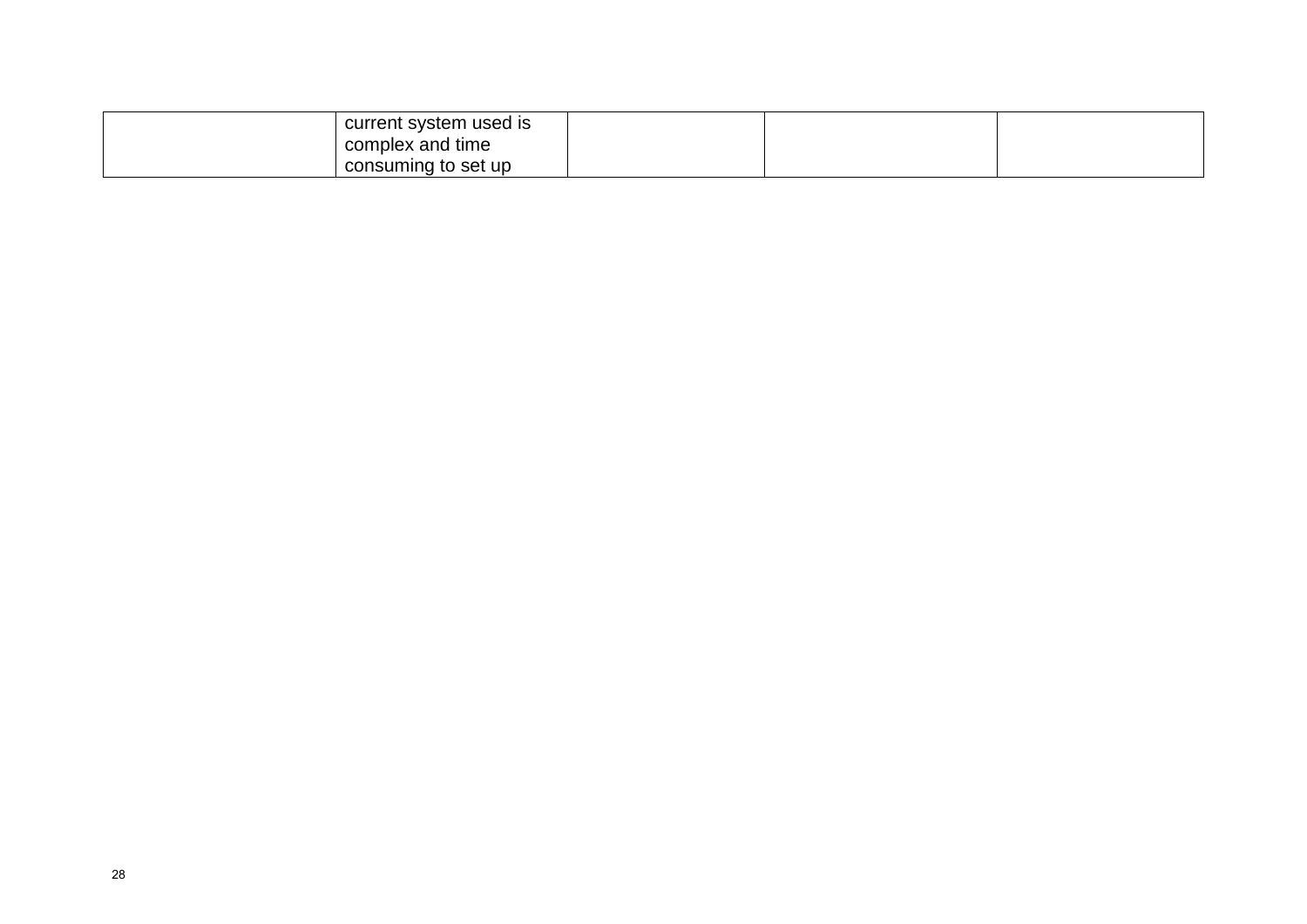| | | | | |
|---|---|---|---|---|
| | current system used is complex and time consuming to set up | | | |